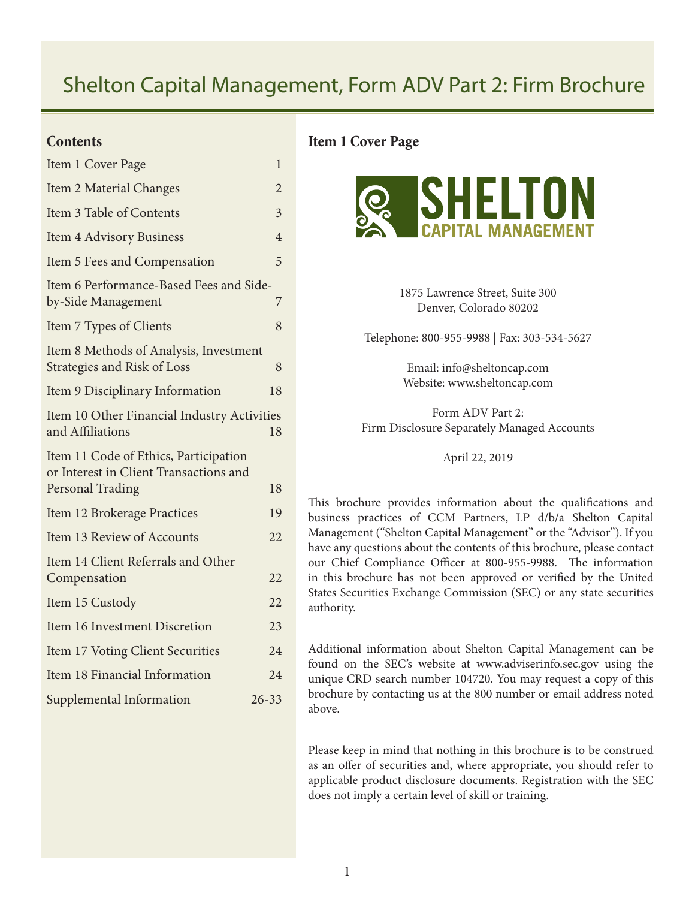# Shelton Capital Management, Form ADV Part 2: Firm Brochure

## Contents

| Item | Page |
| --- | --- |
| Item 1 Cover Page | 1 |
| Item 2 Material Changes | 2 |
| Item 3 Table of Contents | 3 |
| Item 4 Advisory Business | 4 |
| Item 5 Fees and Compensation | 5 |
| Item 6 Performance-Based Fees and Side-by-Side Management | 7 |
| Item 7 Types of Clients | 8 |
| Item 8 Methods of Analysis, Investment Strategies and Risk of Loss | 8 |
| Item 9 Disciplinary Information | 18 |
| Item 10 Other Financial Industry Activities and Affiliations | 18 |
| Item 11 Code of Ethics, Participation or Interest in Client Transactions and Personal Trading | 18 |
| Item 12 Brokerage Practices | 19 |
| Item 13 Review of Accounts | 22 |
| Item 14 Client Referrals and Other Compensation | 22 |
| Item 15 Custody | 22 |
| Item 16 Investment Discretion | 23 |
| Item 17 Voting Client Securities | 24 |
| Item 18 Financial Information | 24 |
| Supplemental Information | 26-33 |

## Item 1 Cover Page

**SHELTON CAPITAL MANAGEMENT**

1875 Lawrence Street, Suite 300
Denver, Colorado 80202

Telephone: 800-955-9988 | Fax: 303-534-5627

Email: info@sheltoncap.com
Website: www.sheltoncap.com

Form ADV Part 2:
Firm Disclosure Separately Managed Accounts

April 22, 2019

This brochure provides information about the qualifications and business practices of CCM Partners, LP d/b/a Shelton Capital Management ("Shelton Capital Management" or the "Advisor"). If you have any questions about the contents of this brochure, please contact our Chief Compliance Officer at 800-955-9988. The information in this brochure has not been approved or verified by the United States Securities Exchange Commission (SEC) or any state securities authority.

Additional information about Shelton Capital Management can be found on the SEC's website at www.adviserinfo.sec.gov using the unique CRD search number 104720. You may request a copy of this brochure by contacting us at the 800 number or email address noted above.

Please keep in mind that nothing in this brochure is to be construed as an offer of securities and, where appropriate, you should refer to applicable product disclosure documents. Registration with the SEC does not imply a certain level of skill or training.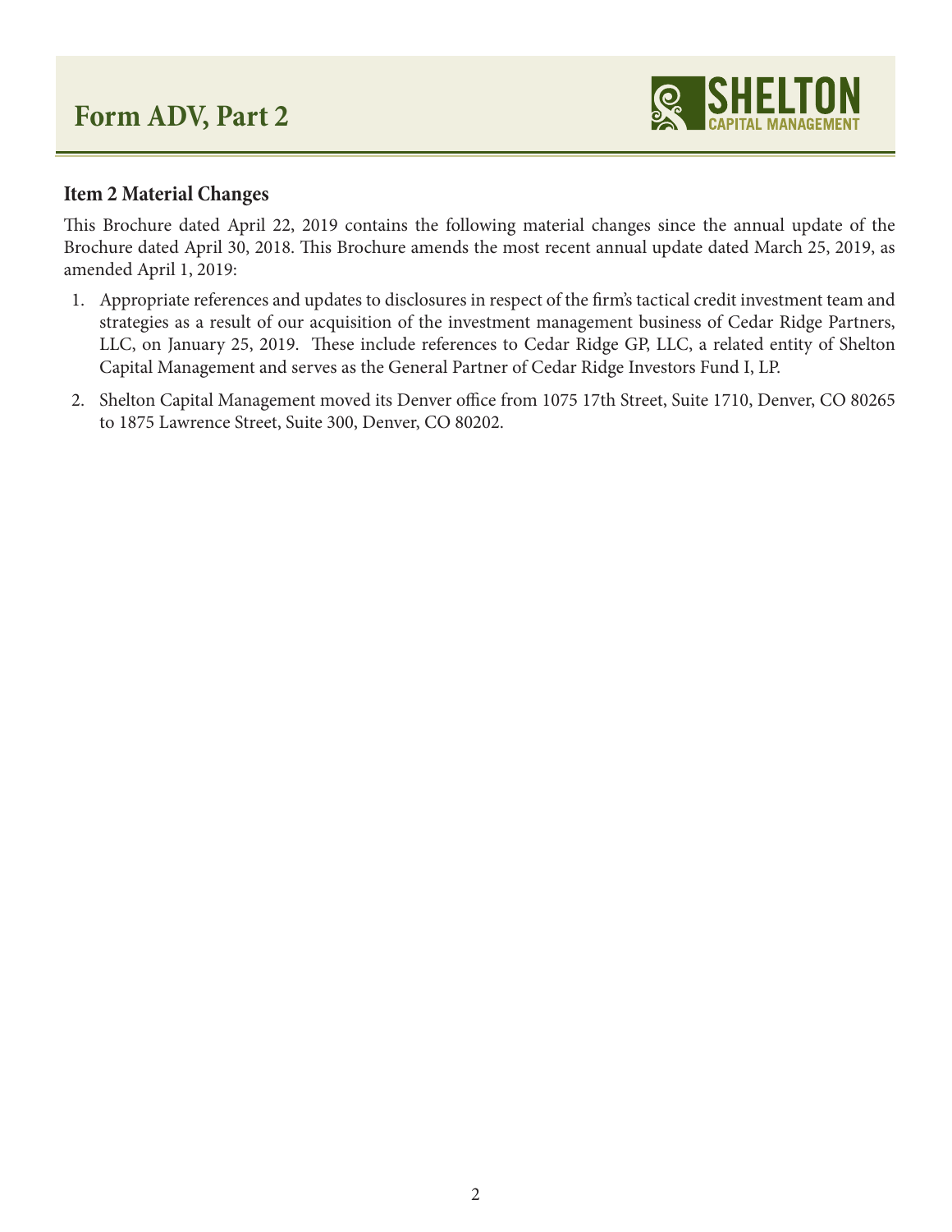## Item 2 Material Changes

This Brochure dated April 22, 2019 contains the following material changes since the annual update of the Brochure dated April 30, 2018. This Brochure amends the most recent annual update dated March 25, 2019, as amended April 1, 2019:

1. Appropriate references and updates to disclosures in respect of the firm's tactical credit investment team and strategies as a result of our acquisition of the investment management business of Cedar Ridge Partners, LLC, on January 25, 2019. These include references to Cedar Ridge GP, LLC, a related entity of Shelton Capital Management and serves as the General Partner of Cedar Ridge Investors Fund I, LP.
2. Shelton Capital Management moved its Denver office from 1075 17th Street, Suite 1710, Denver, CO 80265 to 1875 Lawrence Street, Suite 300, Denver, CO 80202.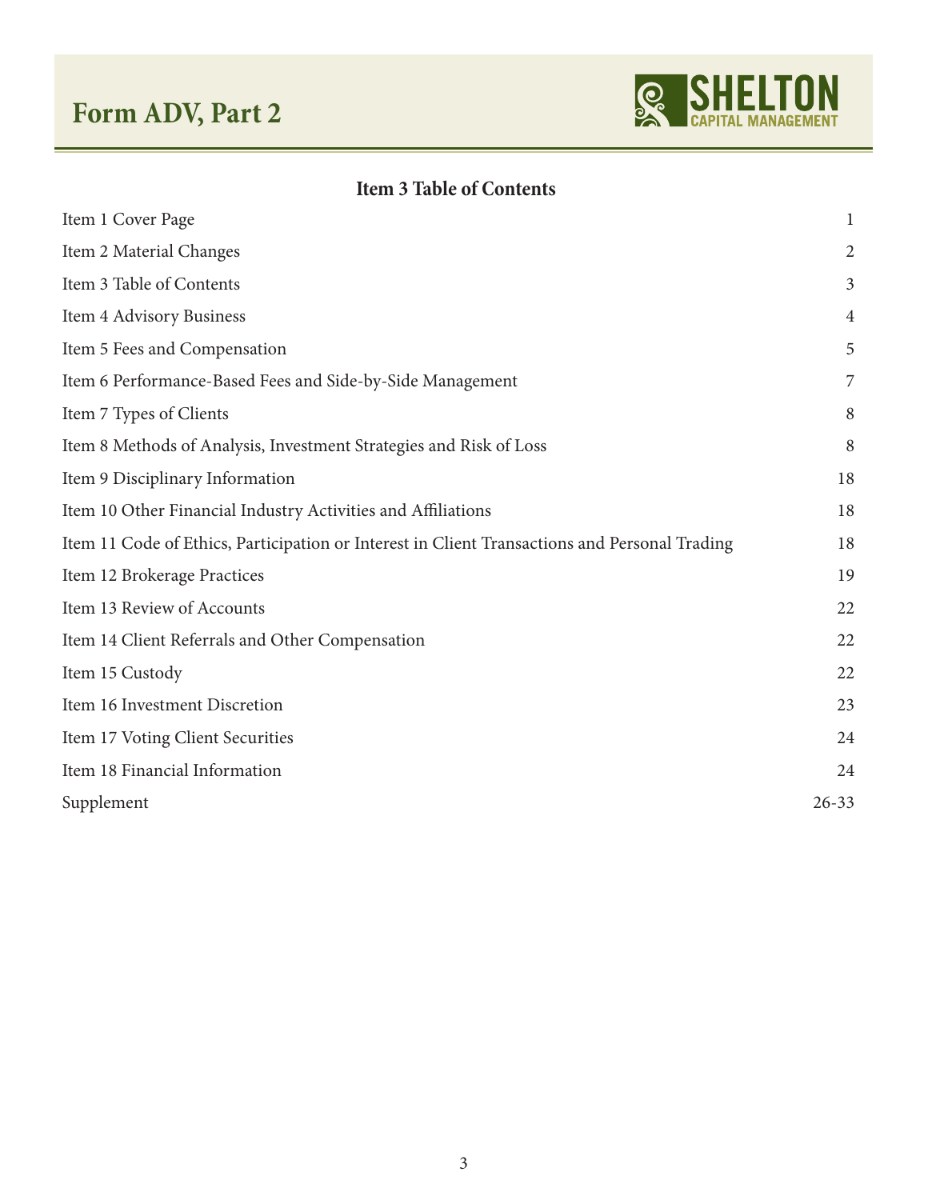## Item 3 Table of Contents

| | |
|---|---|
| Item 1 Cover Page | 1 |
| Item 2 Material Changes | 2 |
| Item 3 Table of Contents | 3 |
| Item 4 Advisory Business | 4 |
| Item 5 Fees and Compensation | 5 |
| Item 6 Performance-Based Fees and Side-by-Side Management | 7 |
| Item 7 Types of Clients | 8 |
| Item 8 Methods of Analysis, Investment Strategies and Risk of Loss | 8 |
| Item 9 Disciplinary Information | 18 |
| Item 10 Other Financial Industry Activities and Affiliations | 18 |
| Item 11 Code of Ethics, Participation or Interest in Client Transactions and Personal Trading | 18 |
| Item 12 Brokerage Practices | 19 |
| Item 13 Review of Accounts | 22 |
| Item 14 Client Referrals and Other Compensation | 22 |
| Item 15 Custody | 22 |
| Item 16 Investment Discretion | 23 |
| Item 17 Voting Client Securities | 24 |
| Item 18 Financial Information | 24 |
| Supplement | 26-33 |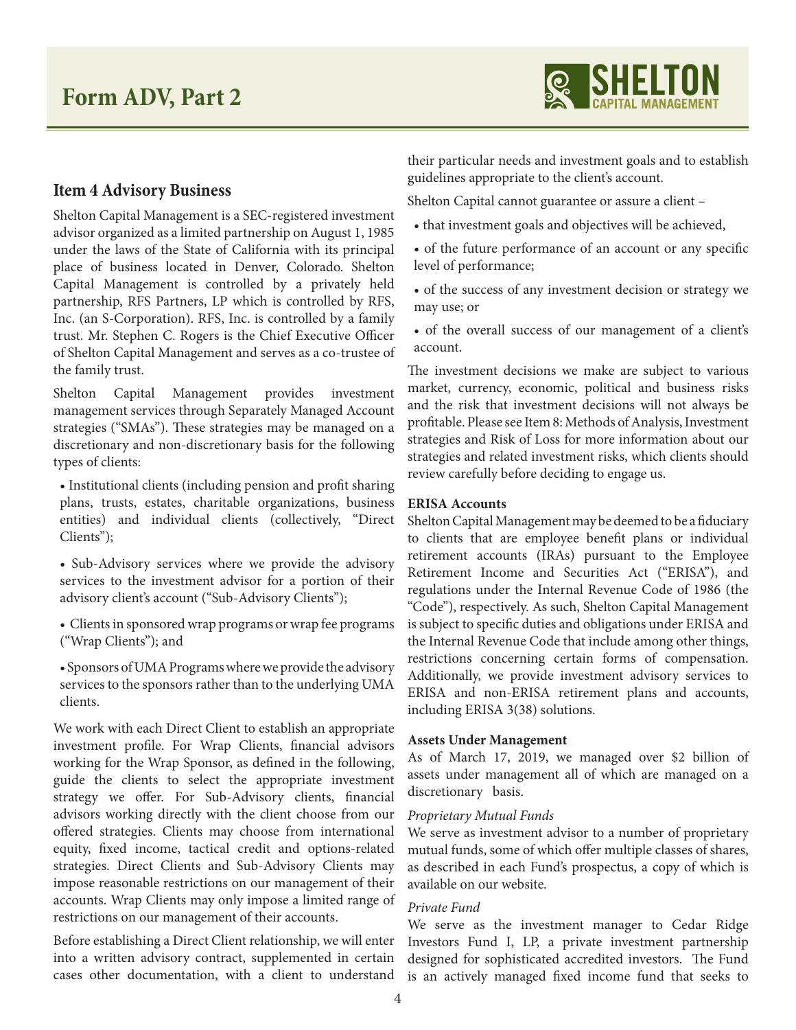## Item 4 Advisory Business

Shelton Capital Management is a SEC-registered investment advisor organized as a limited partnership on August 1, 1985 under the laws of the State of California with its principal place of business located in Denver, Colorado. Shelton Capital Management is controlled by a privately held partnership, RFS Partners, LP which is controlled by RFS, Inc. (an S-Corporation). RFS, Inc. is controlled by a family trust. Mr. Stephen C. Rogers is the Chief Executive Officer of Shelton Capital Management and serves as a co-trustee of the family trust.

Shelton Capital Management provides investment management services through Separately Managed Account strategies ("SMAs"). These strategies may be managed on a discretionary and non-discretionary basis for the following types of clients:

- Institutional clients (including pension and profit sharing plans, trusts, estates, charitable organizations, business entities) and individual clients (collectively, "Direct Clients");
- Sub-Advisory services where we provide the advisory services to the investment advisor for a portion of their advisory client's account ("Sub-Advisory Clients");
- Clients in sponsored wrap programs or wrap fee programs ("Wrap Clients"); and
- Sponsors of UMA Programs where we provide the advisory services to the sponsors rather than to the underlying UMA clients.

We work with each Direct Client to establish an appropriate investment profile. For Wrap Clients, financial advisors working for the Wrap Sponsor, as defined in the following, guide the clients to select the appropriate investment strategy we offer. For Sub-Advisory clients, financial advisors working directly with the client choose from our offered strategies. Clients may choose from international equity, fixed income, tactical credit and options-related strategies. Direct Clients and Sub-Advisory Clients may impose reasonable restrictions on our management of their accounts. Wrap Clients may only impose a limited range of restrictions on our management of their accounts.

Before establishing a Direct Client relationship, we will enter into a written advisory contract, supplemented in certain cases other documentation, with a client to understand their particular needs and investment goals and to establish guidelines appropriate to the client's account.

Shelton Capital cannot guarantee or assure a client –

- that investment goals and objectives will be achieved,
- of the future performance of an account or any specific level of performance;
- of the success of any investment decision or strategy we may use; or
- of the overall success of our management of a client's account.

The investment decisions we make are subject to various market, currency, economic, political and business risks and the risk that investment decisions will not always be profitable. Please see Item 8: Methods of Analysis, Investment strategies and Risk of Loss for more information about our strategies and related investment risks, which clients should review carefully before deciding to engage us.

**ERISA Accounts**

Shelton Capital Management may be deemed to be a fiduciary to clients that are employee benefit plans or individual retirement accounts (IRAs) pursuant to the Employee Retirement Income and Securities Act ("ERISA"), and regulations under the Internal Revenue Code of 1986 (the "Code"), respectively. As such, Shelton Capital Management is subject to specific duties and obligations under ERISA and the Internal Revenue Code that include among other things, restrictions concerning certain forms of compensation. Additionally, we provide investment advisory services to ERISA and non-ERISA retirement plans and accounts, including ERISA 3(38) solutions.

**Assets Under Management**

As of March 17, 2019, we managed over $2 billion of assets under management all of which are managed on a discretionary basis.

*Proprietary Mutual Funds*

We serve as investment advisor to a number of proprietary mutual funds, some of which offer multiple classes of shares, as described in each Fund's prospectus, a copy of which is available on our website.

*Private Fund*

We serve as the investment manager to Cedar Ridge Investors Fund I, LP, a private investment partnership designed for sophisticated accredited investors. The Fund is an actively managed fixed income fund that seeks to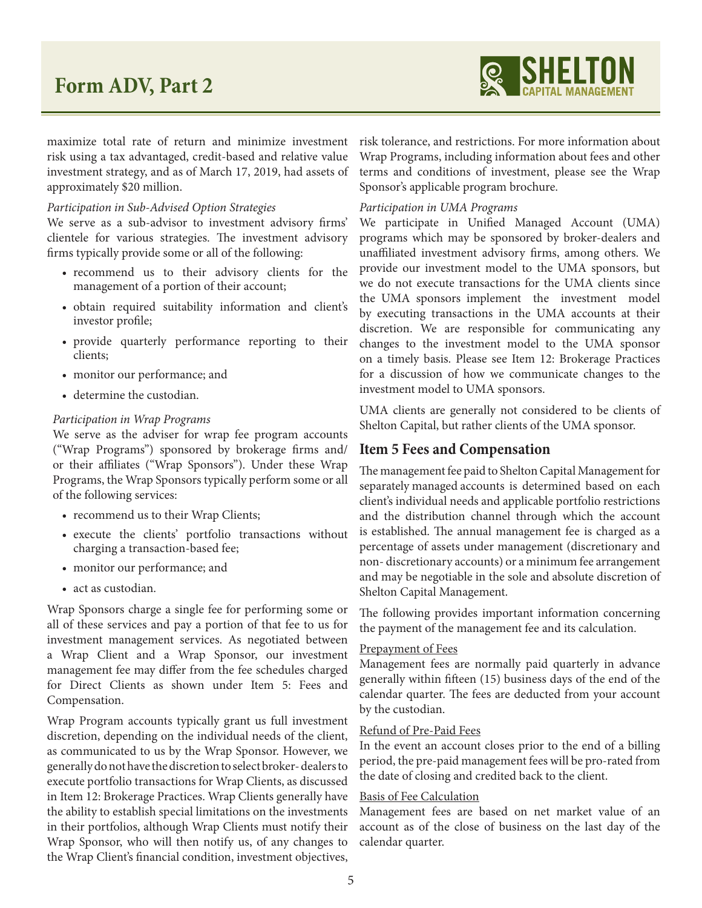maximize total rate of return and minimize investment risk using a tax advantaged, credit-based and relative value investment strategy, and as of March 17, 2019, had assets of approximately $20 million.

*Participation in Sub-Advised Option Strategies*

We serve as a sub-advisor to investment advisory firms' clientele for various strategies. The investment advisory firms typically provide some or all of the following:

- recommend us to their advisory clients for the management of a portion of their account;
- obtain required suitability information and client's investor profile;
- provide quarterly performance reporting to their clients;
- monitor our performance; and
- determine the custodian.

*Participation in Wrap Programs*

We serve as the adviser for wrap fee program accounts ("Wrap Programs") sponsored by brokerage firms and/or their affiliates ("Wrap Sponsors"). Under these Wrap Programs, the Wrap Sponsors typically perform some or all of the following services:

- recommend us to their Wrap Clients;
- execute the clients' portfolio transactions without charging a transaction-based fee;
- monitor our performance; and
- act as custodian.

Wrap Sponsors charge a single fee for performing some or all of these services and pay a portion of that fee to us for investment management services. As negotiated between a Wrap Client and a Wrap Sponsor, our investment management fee may differ from the fee schedules charged for Direct Clients as shown under Item 5: Fees and Compensation.

Wrap Program accounts typically grant us full investment discretion, depending on the individual needs of the client, as communicated to us by the Wrap Sponsor. However, we generally do not have the discretion to select broker- dealers to execute portfolio transactions for Wrap Clients, as discussed in Item 12: Brokerage Practices. Wrap Clients generally have the ability to establish special limitations on the investments in their portfolios, although Wrap Clients must notify their Wrap Sponsor, who will then notify us, of any changes to the Wrap Client's financial condition, investment objectives, risk tolerance, and restrictions. For more information about Wrap Programs, including information about fees and other terms and conditions of investment, please see the Wrap Sponsor's applicable program brochure.

*Participation in UMA Programs*

We participate in Unified Managed Account (UMA) programs which may be sponsored by broker-dealers and unaffiliated investment advisory firms, among others. We provide our investment model to the UMA sponsors, but we do not execute transactions for the UMA clients since the UMA sponsors implement the investment model by executing transactions in the UMA accounts at their discretion. We are responsible for communicating any changes to the investment model to the UMA sponsor on a timely basis. Please see Item 12: Brokerage Practices for a discussion of how we communicate changes to the investment model to UMA sponsors.

UMA clients are generally not considered to be clients of Shelton Capital, but rather clients of the UMA sponsor.

## Item 5 Fees and Compensation

The management fee paid to Shelton Capital Management for separately managed accounts is determined based on each client's individual needs and applicable portfolio restrictions and the distribution channel through which the account is established. The annual management fee is charged as a percentage of assets under management (discretionary and non- discretionary accounts) or a minimum fee arrangement and may be negotiable in the sole and absolute discretion of Shelton Capital Management.

The following provides important information concerning the payment of the management fee and its calculation.

Prepayment of Fees

Management fees are normally paid quarterly in advance generally within fifteen (15) business days of the end of the calendar quarter. The fees are deducted from your account by the custodian.

Refund of Pre-Paid Fees

In the event an account closes prior to the end of a billing period, the pre-paid management fees will be pro-rated from the date of closing and credited back to the client.

Basis of Fee Calculation

Management fees are based on net market value of an account as of the close of business on the last day of the calendar quarter.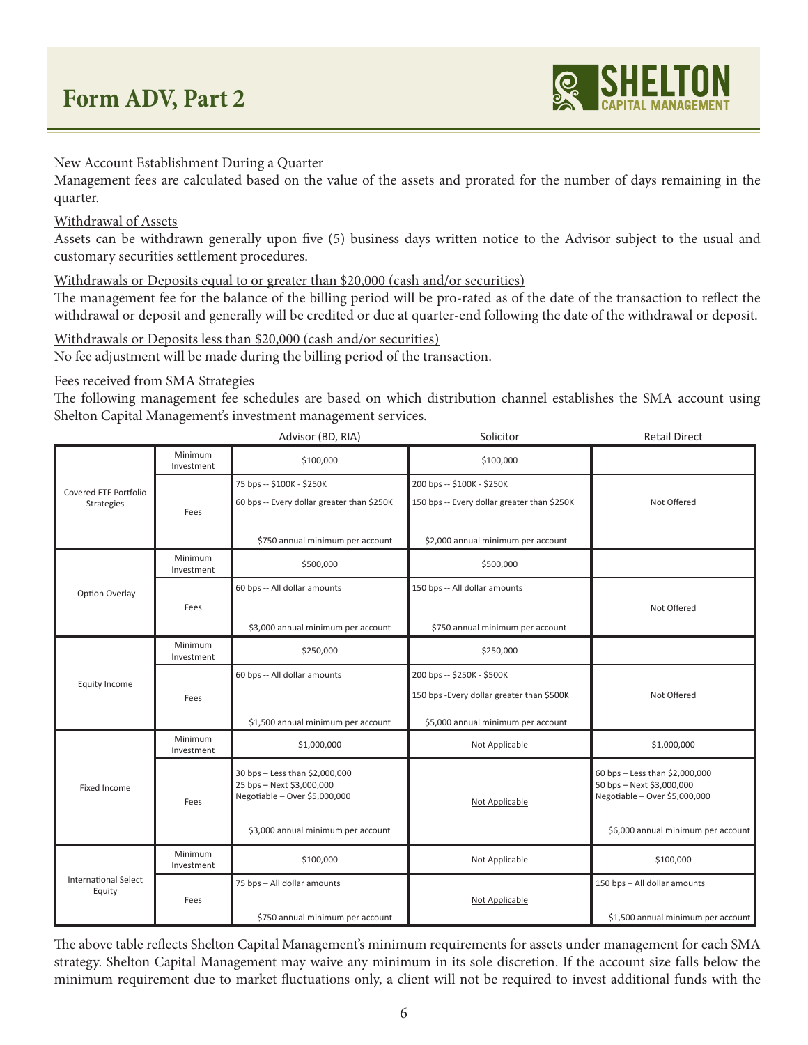New Account Establishment During a Quarter

Management fees are calculated based on the value of the assets and prorated for the number of days remaining in the quarter.

Withdrawal of Assets

Assets can be withdrawn generally upon five (5) business days written notice to the Advisor subject to the usual and customary securities settlement procedures.

Withdrawals or Deposits equal to or greater than $20,000 (cash and/or securities)

The management fee for the balance of the billing period will be pro-rated as of the date of the transaction to reflect the withdrawal or deposit and generally will be credited or due at quarter-end following the date of the withdrawal or deposit.

Withdrawals or Deposits less than $20,000 (cash and/or securities)

No fee adjustment will be made during the billing period of the transaction.

Fees received from SMA Strategies

The following management fee schedules are based on which distribution channel establishes the SMA account using Shelton Capital Management's investment management services.

| | | Advisor (BD, RIA) | Solicitor | Retail Direct |
|---|---|---|---|---|
| Covered ETF Portfolio Strategies | Minimum Investment | $100,000 | $100,000 | |
| | Fees | 75 bps -- $100K - $250K<br>60 bps -- Every dollar greater than $250K<br>$750 annual minimum per account | 200 bps -- $100K - $250K<br>150 bps -- Every dollar greater than $250K<br>$2,000 annual minimum per account | Not Offered |
| Option Overlay | Minimum Investment | $500,000 | $500,000 | |
| | Fees | 60 bps -- All dollar amounts<br>$3,000 annual minimum per account | 150 bps -- All dollar amounts<br>$750 annual minimum per account | Not Offered |
| Equity Income | Minimum Investment | $250,000 | $250,000 | |
| | Fees | 60 bps -- All dollar amounts<br>$1,500 annual minimum per account | 200 bps -- $250K - $500K<br>150 bps -Every dollar greater than $500K<br>$5,000 annual minimum per account | Not Offered |
| Fixed Income | Minimum Investment | $1,000,000 | Not Applicable | $1,000,000 |
| | Fees | 30 bps – Less than $2,000,000<br>25 bps – Next $3,000,000<br>Negotiable – Over $5,000,000<br>$3,000 annual minimum per account | Not Applicable | 60 bps – Less than $2,000,000<br>50 bps – Next $3,000,000<br>Negotiable – Over $5,000,000<br>$6,000 annual minimum per account |
| International Select Equity | Minimum Investment | $100,000 | Not Applicable | $100,000 |
| | Fees | 75 bps – All dollar amounts<br>$750 annual minimum per account | Not Applicable | 150 bps – All dollar amounts<br>$1,500 annual minimum per account |

The above table reflects Shelton Capital Management's minimum requirements for assets under management for each SMA strategy. Shelton Capital Management may waive any minimum in its sole discretion. If the account size falls below the minimum requirement due to market fluctuations only, a client will not be required to invest additional funds with the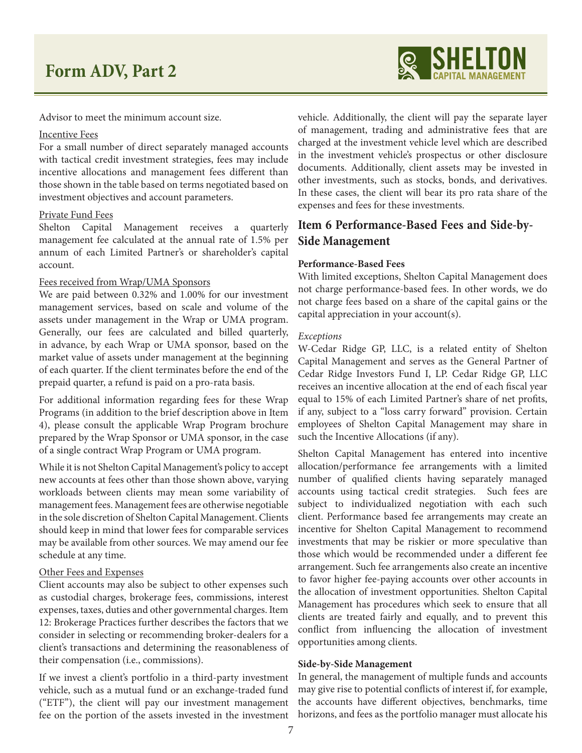Advisor to meet the minimum account size.

Incentive Fees

For a small number of direct separately managed accounts with tactical credit investment strategies, fees may include incentive allocations and management fees different than those shown in the table based on terms negotiated based on investment objectives and account parameters.

Private Fund Fees

Shelton Capital Management receives a quarterly management fee calculated at the annual rate of 1.5% per annum of each Limited Partner's or shareholder's capital account.

Fees received from Wrap/UMA Sponsors

We are paid between 0.32% and 1.00% for our investment management services, based on scale and volume of the assets under management in the Wrap or UMA program. Generally, our fees are calculated and billed quarterly, in advance, by each Wrap or UMA sponsor, based on the market value of assets under management at the beginning of each quarter. If the client terminates before the end of the prepaid quarter, a refund is paid on a pro-rata basis.

For additional information regarding fees for these Wrap Programs (in addition to the brief description above in Item 4), please consult the applicable Wrap Program brochure prepared by the Wrap Sponsor or UMA sponsor, in the case of a single contract Wrap Program or UMA program.

While it is not Shelton Capital Management's policy to accept new accounts at fees other than those shown above, varying workloads between clients may mean some variability of management fees. Management fees are otherwise negotiable in the sole discretion of Shelton Capital Management. Clients should keep in mind that lower fees for comparable services may be available from other sources. We may amend our fee schedule at any time.

Other Fees and Expenses

Client accounts may also be subject to other expenses such as custodial charges, brokerage fees, commissions, interest expenses, taxes, duties and other governmental charges. Item 12: Brokerage Practices further describes the factors that we consider in selecting or recommending broker-dealers for a client's transactions and determining the reasonableness of their compensation (i.e., commissions).

If we invest a client's portfolio in a third-party investment vehicle, such as a mutual fund or an exchange-traded fund ("ETF"), the client will pay our investment management fee on the portion of the assets invested in the investment vehicle. Additionally, the client will pay the separate layer of management, trading and administrative fees that are charged at the investment vehicle level which are described in the investment vehicle's prospectus or other disclosure documents. Additionally, client assets may be invested in other investments, such as stocks, bonds, and derivatives. In these cases, the client will bear its pro rata share of the expenses and fees for these investments.

## Item 6 Performance-Based Fees and Side-by-Side Management

**Performance-Based Fees**

With limited exceptions, Shelton Capital Management does not charge performance-based fees. In other words, we do not charge fees based on a share of the capital gains or the capital appreciation in your account(s).

*Exceptions*

W-Cedar Ridge GP, LLC, is a related entity of Shelton Capital Management and serves as the General Partner of Cedar Ridge Investors Fund I, LP. Cedar Ridge GP, LLC receives an incentive allocation at the end of each fiscal year equal to 15% of each Limited Partner's share of net profits, if any, subject to a "loss carry forward" provision. Certain employees of Shelton Capital Management may share in such the Incentive Allocations (if any).

Shelton Capital Management has entered into incentive allocation/performance fee arrangements with a limited number of qualified clients having separately managed accounts using tactical credit strategies. Such fees are subject to individualized negotiation with each such client. Performance based fee arrangements may create an incentive for Shelton Capital Management to recommend investments that may be riskier or more speculative than those which would be recommended under a different fee arrangement. Such fee arrangements also create an incentive to favor higher fee-paying accounts over other accounts in the allocation of investment opportunities. Shelton Capital Management has procedures which seek to ensure that all clients are treated fairly and equally, and to prevent this conflict from influencing the allocation of investment opportunities among clients.

**Side-by-Side Management**

In general, the management of multiple funds and accounts may give rise to potential conflicts of interest if, for example, the accounts have different objectives, benchmarks, time horizons, and fees as the portfolio manager must allocate his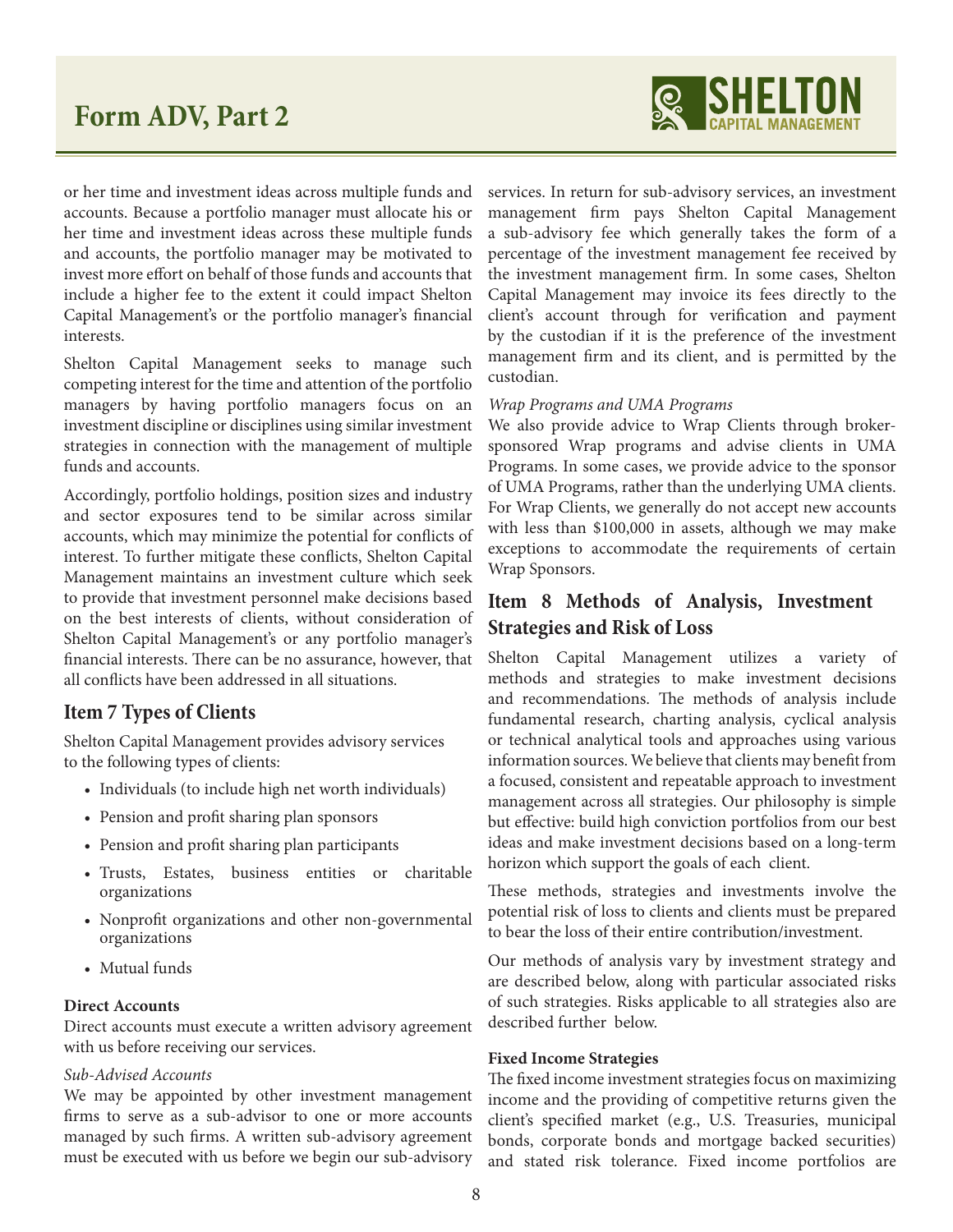or her time and investment ideas across multiple funds and accounts. Because a portfolio manager must allocate his or her time and investment ideas across these multiple funds and accounts, the portfolio manager may be motivated to invest more effort on behalf of those funds and accounts that include a higher fee to the extent it could impact Shelton Capital Management's or the portfolio manager's financial interests.

Shelton Capital Management seeks to manage such competing interest for the time and attention of the portfolio managers by having portfolio managers focus on an investment discipline or disciplines using similar investment strategies in connection with the management of multiple funds and accounts.

Accordingly, portfolio holdings, position sizes and industry and sector exposures tend to be similar across similar accounts, which may minimize the potential for conflicts of interest. To further mitigate these conflicts, Shelton Capital Management maintains an investment culture which seek to provide that investment personnel make decisions based on the best interests of clients, without consideration of Shelton Capital Management's or any portfolio manager's financial interests. There can be no assurance, however, that all conflicts have been addressed in all situations.

## Item 7 Types of Clients

Shelton Capital Management provides advisory services to the following types of clients:

- Individuals (to include high net worth individuals)
- Pension and profit sharing plan sponsors
- Pension and profit sharing plan participants
- Trusts, Estates, business entities or charitable organizations
- Nonprofit organizations and other non-governmental organizations
- Mutual funds

**Direct Accounts**

Direct accounts must execute a written advisory agreement with us before receiving our services.

*Sub-Advised Accounts*

We may be appointed by other investment management firms to serve as a sub-advisor to one or more accounts managed by such firms. A written sub-advisory agreement must be executed with us before we begin our sub-advisory services. In return for sub-advisory services, an investment management firm pays Shelton Capital Management a sub-advisory fee which generally takes the form of a percentage of the investment management fee received by the investment management firm. In some cases, Shelton Capital Management may invoice its fees directly to the client's account through for verification and payment by the custodian if it is the preference of the investment management firm and its client, and is permitted by the custodian.

*Wrap Programs and UMA Programs*

We also provide advice to Wrap Clients through broker-sponsored Wrap programs and advise clients in UMA Programs. In some cases, we provide advice to the sponsor of UMA Programs, rather than the underlying UMA clients. For Wrap Clients, we generally do not accept new accounts with less than $100,000 in assets, although we may make exceptions to accommodate the requirements of certain Wrap Sponsors.

## Item 8 Methods of Analysis, Investment Strategies and Risk of Loss

Shelton Capital Management utilizes a variety of methods and strategies to make investment decisions and recommendations. The methods of analysis include fundamental research, charting analysis, cyclical analysis or technical analytical tools and approaches using various information sources. We believe that clients may benefit from a focused, consistent and repeatable approach to investment management across all strategies. Our philosophy is simple but effective: build high conviction portfolios from our best ideas and make investment decisions based on a long-term horizon which support the goals of each client.

These methods, strategies and investments involve the potential risk of loss to clients and clients must be prepared to bear the loss of their entire contribution/investment.

Our methods of analysis vary by investment strategy and are described below, along with particular associated risks of such strategies. Risks applicable to all strategies also are described further below.

**Fixed Income Strategies**

The fixed income investment strategies focus on maximizing income and the providing of competitive returns given the client's specified market (e.g., U.S. Treasuries, municipal bonds, corporate bonds and mortgage backed securities) and stated risk tolerance. Fixed income portfolios are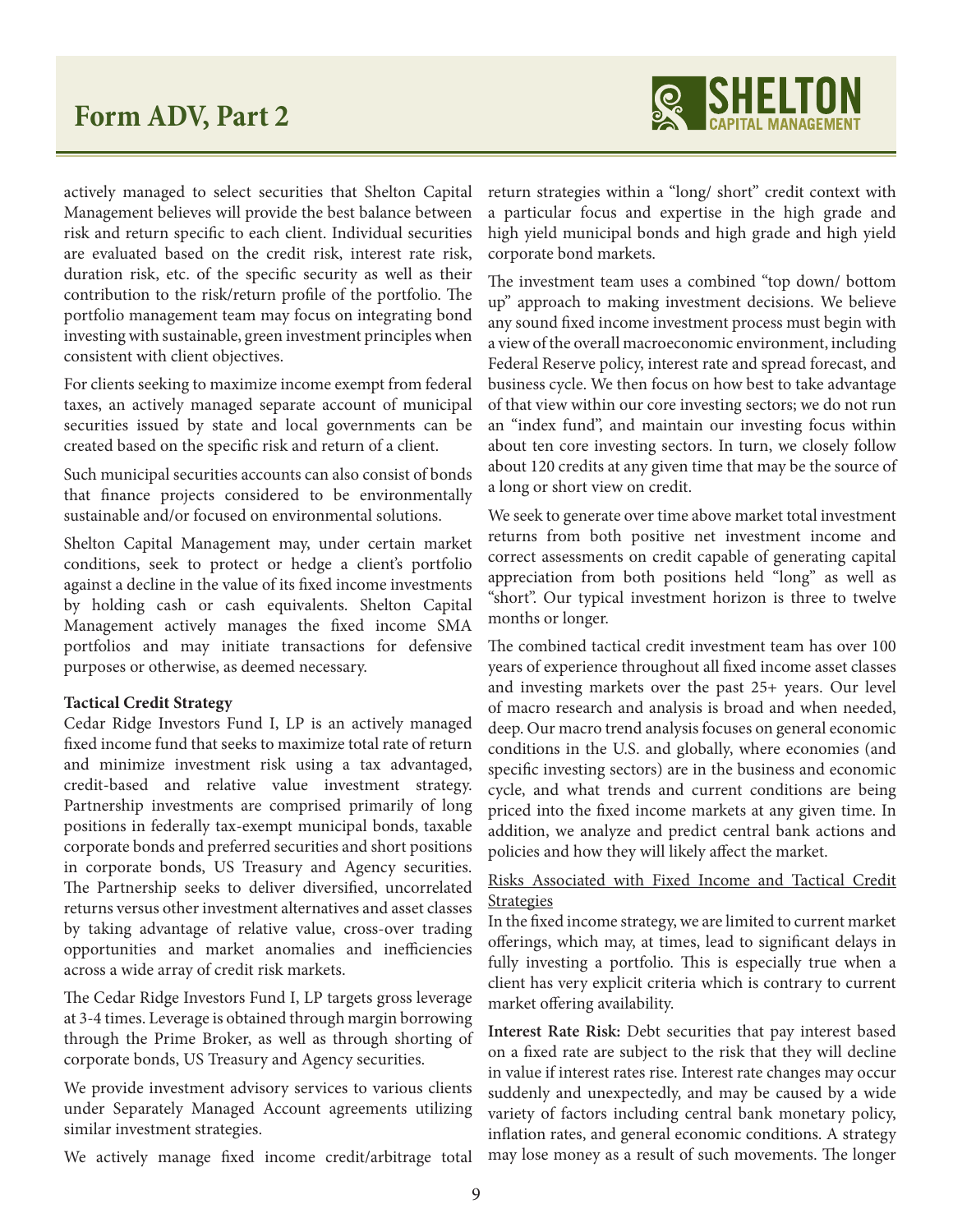actively managed to select securities that Shelton Capital Management believes will provide the best balance between risk and return specific to each client. Individual securities are evaluated based on the credit risk, interest rate risk, duration risk, etc. of the specific security as well as their contribution to the risk/return profile of the portfolio. The portfolio management team may focus on integrating bond investing with sustainable, green investment principles when consistent with client objectives.

For clients seeking to maximize income exempt from federal taxes, an actively managed separate account of municipal securities issued by state and local governments can be created based on the specific risk and return of a client.

Such municipal securities accounts can also consist of bonds that finance projects considered to be environmentally sustainable and/or focused on environmental solutions.

Shelton Capital Management may, under certain market conditions, seek to protect or hedge a client's portfolio against a decline in the value of its fixed income investments by holding cash or cash equivalents. Shelton Capital Management actively manages the fixed income SMA portfolios and may initiate transactions for defensive purposes or otherwise, as deemed necessary.

**Tactical Credit Strategy**

Cedar Ridge Investors Fund I, LP is an actively managed fixed income fund that seeks to maximize total rate of return and minimize investment risk using a tax advantaged, credit-based and relative value investment strategy. Partnership investments are comprised primarily of long positions in federally tax-exempt municipal bonds, taxable corporate bonds and preferred securities and short positions in corporate bonds, US Treasury and Agency securities. The Partnership seeks to deliver diversified, uncorrelated returns versus other investment alternatives and asset classes by taking advantage of relative value, cross-over trading opportunities and market anomalies and inefficiencies across a wide array of credit risk markets.

The Cedar Ridge Investors Fund I, LP targets gross leverage at 3-4 times. Leverage is obtained through margin borrowing through the Prime Broker, as well as through shorting of corporate bonds, US Treasury and Agency securities.

We provide investment advisory services to various clients under Separately Managed Account agreements utilizing similar investment strategies.

We actively manage fixed income credit/arbitrage total return strategies within a "long/ short" credit context with a particular focus and expertise in the high grade and high yield municipal bonds and high grade and high yield corporate bond markets.

The investment team uses a combined "top down/ bottom up" approach to making investment decisions. We believe any sound fixed income investment process must begin with a view of the overall macroeconomic environment, including Federal Reserve policy, interest rate and spread forecast, and business cycle. We then focus on how best to take advantage of that view within our core investing sectors; we do not run an "index fund", and maintain our investing focus within about ten core investing sectors. In turn, we closely follow about 120 credits at any given time that may be the source of a long or short view on credit.

We seek to generate over time above market total investment returns from both positive net investment income and correct assessments on credit capable of generating capital appreciation from both positions held "long" as well as "short". Our typical investment horizon is three to twelve months or longer.

The combined tactical credit investment team has over 100 years of experience throughout all fixed income asset classes and investing markets over the past 25+ years. Our level of macro research and analysis is broad and when needed, deep. Our macro trend analysis focuses on general economic conditions in the U.S. and globally, where economies (and specific investing sectors) are in the business and economic cycle, and what trends and current conditions are being priced into the fixed income markets at any given time. In addition, we analyze and predict central bank actions and policies and how they will likely affect the market.

<u>Risks Associated with Fixed Income and Tactical Credit Strategies</u>

In the fixed income strategy, we are limited to current market offerings, which may, at times, lead to significant delays in fully investing a portfolio. This is especially true when a client has very explicit criteria which is contrary to current market offering availability.

**Interest Rate Risk:** Debt securities that pay interest based on a fixed rate are subject to the risk that they will decline in value if interest rates rise. Interest rate changes may occur suddenly and unexpectedly, and may be caused by a wide variety of factors including central bank monetary policy, inflation rates, and general economic conditions. A strategy may lose money as a result of such movements. The longer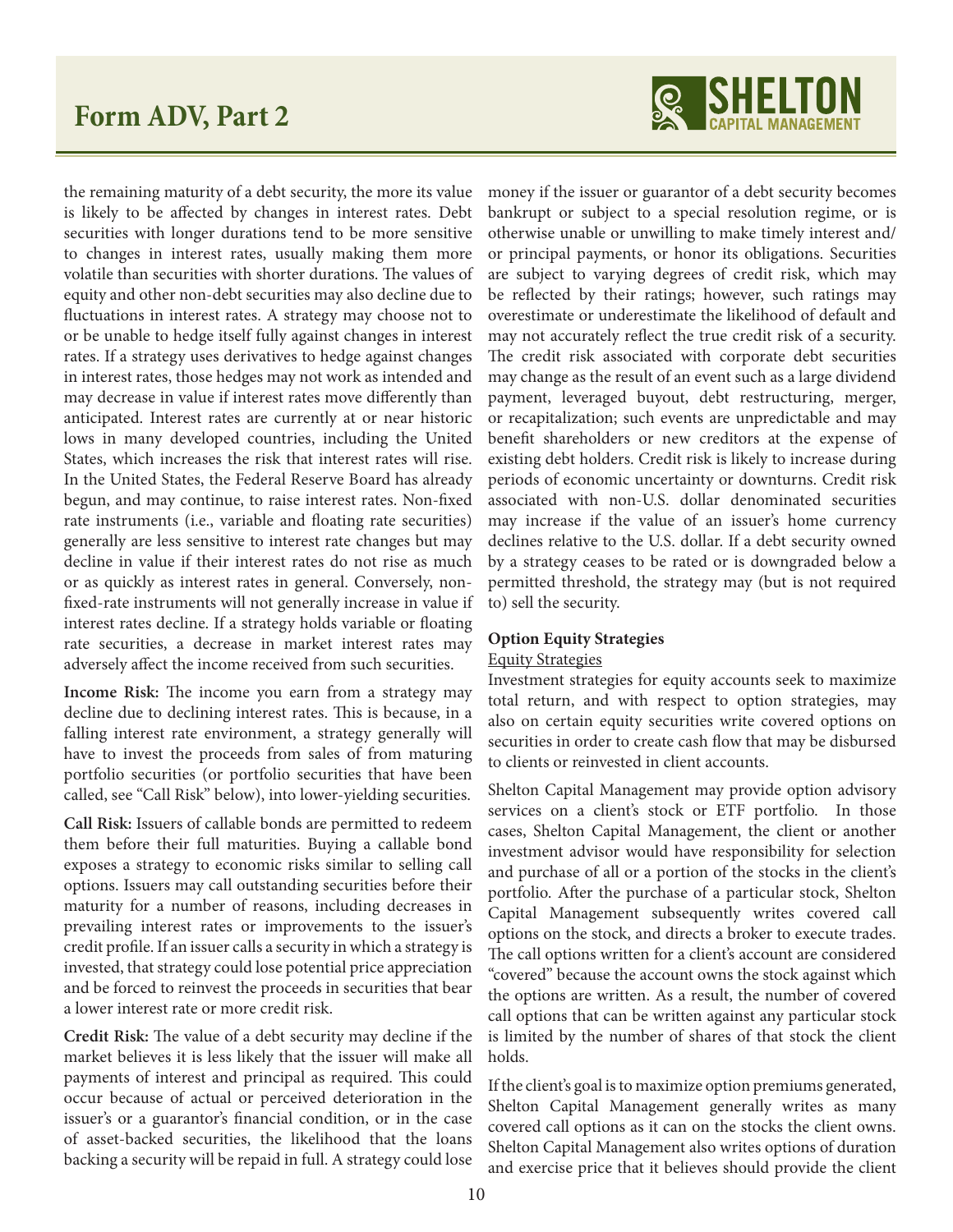the remaining maturity of a debt security, the more its value is likely to be affected by changes in interest rates. Debt securities with longer durations tend to be more sensitive to changes in interest rates, usually making them more volatile than securities with shorter durations. The values of equity and other non-debt securities may also decline due to fluctuations in interest rates. A strategy may choose not to or be unable to hedge itself fully against changes in interest rates. If a strategy uses derivatives to hedge against changes in interest rates, those hedges may not work as intended and may decrease in value if interest rates move differently than anticipated. Interest rates are currently at or near historic lows in many developed countries, including the United States, which increases the risk that interest rates will rise. In the United States, the Federal Reserve Board has already begun, and may continue, to raise interest rates. Non-fixed rate instruments (i.e., variable and floating rate securities) generally are less sensitive to interest rate changes but may decline in value if their interest rates do not rise as much or as quickly as interest rates in general. Conversely, non-fixed-rate instruments will not generally increase in value if interest rates decline. If a strategy holds variable or floating rate securities, a decrease in market interest rates may adversely affect the income received from such securities.

**Income Risk:** The income you earn from a strategy may decline due to declining interest rates. This is because, in a falling interest rate environment, a strategy generally will have to invest the proceeds from sales of from maturing portfolio securities (or portfolio securities that have been called, see "Call Risk" below), into lower-yielding securities.

**Call Risk:** Issuers of callable bonds are permitted to redeem them before their full maturities. Buying a callable bond exposes a strategy to economic risks similar to selling call options. Issuers may call outstanding securities before their maturity for a number of reasons, including decreases in prevailing interest rates or improvements to the issuer's credit profile. If an issuer calls a security in which a strategy is invested, that strategy could lose potential price appreciation and be forced to reinvest the proceeds in securities that bear a lower interest rate or more credit risk.

**Credit Risk:** The value of a debt security may decline if the market believes it is less likely that the issuer will make all payments of interest and principal as required. This could occur because of actual or perceived deterioration in the issuer's or a guarantor's financial condition, or in the case of asset-backed securities, the likelihood that the loans backing a security will be repaid in full. A strategy could lose money if the issuer or guarantor of a debt security becomes bankrupt or subject to a special resolution regime, or is otherwise unable or unwilling to make timely interest and/or principal payments, or honor its obligations. Securities are subject to varying degrees of credit risk, which may be reflected by their ratings; however, such ratings may overestimate or underestimate the likelihood of default and may not accurately reflect the true credit risk of a security. The credit risk associated with corporate debt securities may change as the result of an event such as a large dividend payment, leveraged buyout, debt restructuring, merger, or recapitalization; such events are unpredictable and may benefit shareholders or new creditors at the expense of existing debt holders. Credit risk is likely to increase during periods of economic uncertainty or downturns. Credit risk associated with non-U.S. dollar denominated securities may increase if the value of an issuer's home currency declines relative to the U.S. dollar. If a debt security owned by a strategy ceases to be rated or is downgraded below a permitted threshold, the strategy may (but is not required to) sell the security.

**Option Equity Strategies**

Equity Strategies

Investment strategies for equity accounts seek to maximize total return, and with respect to option strategies, may also on certain equity securities write covered options on securities in order to create cash flow that may be disbursed to clients or reinvested in client accounts.

Shelton Capital Management may provide option advisory services on a client's stock or ETF portfolio. In those cases, Shelton Capital Management, the client or another investment advisor would have responsibility for selection and purchase of all or a portion of the stocks in the client's portfolio. After the purchase of a particular stock, Shelton Capital Management subsequently writes covered call options on the stock, and directs a broker to execute trades. The call options written for a client's account are considered "covered" because the account owns the stock against which the options are written. As a result, the number of covered call options that can be written against any particular stock is limited by the number of shares of that stock the client holds.

If the client's goal is to maximize option premiums generated, Shelton Capital Management generally writes as many covered call options as it can on the stocks the client owns. Shelton Capital Management also writes options of duration and exercise price that it believes should provide the client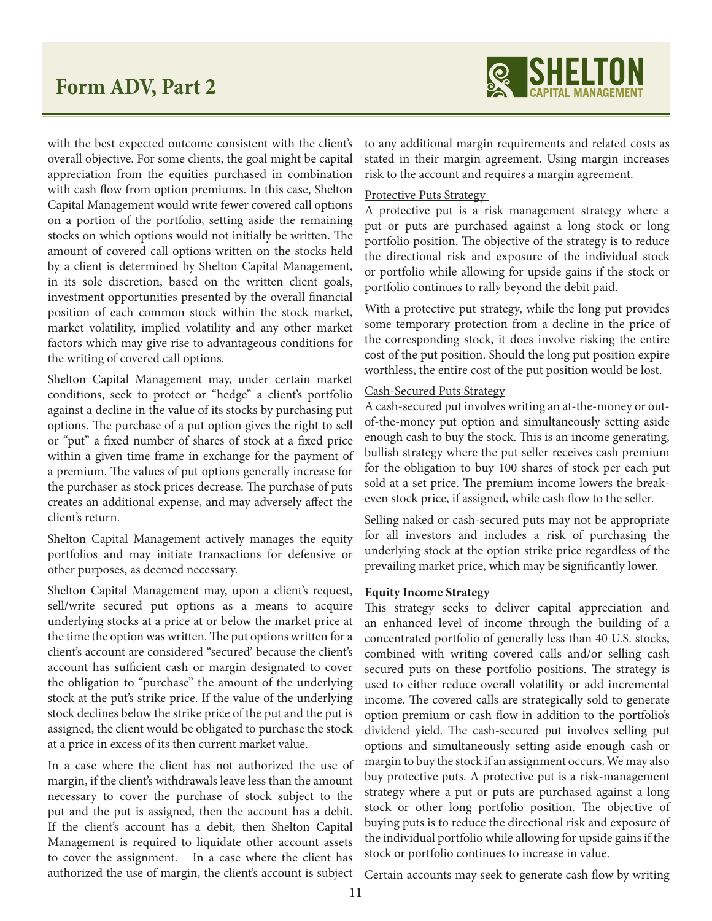with the best expected outcome consistent with the client's overall objective. For some clients, the goal might be capital appreciation from the equities purchased in combination with cash flow from option premiums. In this case, Shelton Capital Management would write fewer covered call options on a portion of the portfolio, setting aside the remaining stocks on which options would not initially be written. The amount of covered call options written on the stocks held by a client is determined by Shelton Capital Management, in its sole discretion, based on the written client goals, investment opportunities presented by the overall financial position of each common stock within the stock market, market volatility, implied volatility and any other market factors which may give rise to advantageous conditions for the writing of covered call options.

Shelton Capital Management may, under certain market conditions, seek to protect or "hedge" a client's portfolio against a decline in the value of its stocks by purchasing put options. The purchase of a put option gives the right to sell or "put" a fixed number of shares of stock at a fixed price within a given time frame in exchange for the payment of a premium. The values of put options generally increase for the purchaser as stock prices decrease. The purchase of puts creates an additional expense, and may adversely affect the client's return.

Shelton Capital Management actively manages the equity portfolios and may initiate transactions for defensive or other purposes, as deemed necessary.

Shelton Capital Management may, upon a client's request, sell/write secured put options as a means to acquire underlying stocks at a price at or below the market price at the time the option was written. The put options written for a client's account are considered "secured' because the client's account has sufficient cash or margin designated to cover the obligation to "purchase" the amount of the underlying stock at the put's strike price. If the value of the underlying stock declines below the strike price of the put and the put is assigned, the client would be obligated to purchase the stock at a price in excess of its then current market value.

In a case where the client has not authorized the use of margin, if the client's withdrawals leave less than the amount necessary to cover the purchase of stock subject to the put and the put is assigned, then the account has a debit. If the client's account has a debit, then Shelton Capital Management is required to liquidate other account assets to cover the assignment. In a case where the client has authorized the use of margin, the client's account is subject to any additional margin requirements and related costs as stated in their margin agreement. Using margin increases risk to the account and requires a margin agreement.

Protective Puts Strategy

A protective put is a risk management strategy where a put or puts are purchased against a long stock or long portfolio position. The objective of the strategy is to reduce the directional risk and exposure of the individual stock or portfolio while allowing for upside gains if the stock or portfolio continues to rally beyond the debit paid.

With a protective put strategy, while the long put provides some temporary protection from a decline in the price of the corresponding stock, it does involve risking the entire cost of the put position. Should the long put position expire worthless, the entire cost of the put position would be lost.

Cash-Secured Puts Strategy

A cash-secured put involves writing an at-the-money or out-of-the-money put option and simultaneously setting aside enough cash to buy the stock. This is an income generating, bullish strategy where the put seller receives cash premium for the obligation to buy 100 shares of stock per each put sold at a set price. The premium income lowers the break-even stock price, if assigned, while cash flow to the seller.

Selling naked or cash-secured puts may not be appropriate for all investors and includes a risk of purchasing the underlying stock at the option strike price regardless of the prevailing market price, which may be significantly lower.

**Equity Income Strategy**

This strategy seeks to deliver capital appreciation and an enhanced level of income through the building of a concentrated portfolio of generally less than 40 U.S. stocks, combined with writing covered calls and/or selling cash secured puts on these portfolio positions. The strategy is used to either reduce overall volatility or add incremental income. The covered calls are strategically sold to generate option premium or cash flow in addition to the portfolio's dividend yield. The cash-secured put involves selling put options and simultaneously setting aside enough cash or margin to buy the stock if an assignment occurs. We may also buy protective puts. A protective put is a risk-management strategy where a put or puts are purchased against a long stock or other long portfolio position. The objective of buying puts is to reduce the directional risk and exposure of the individual portfolio while allowing for upside gains if the stock or portfolio continues to increase in value.

Certain accounts may seek to generate cash flow by writing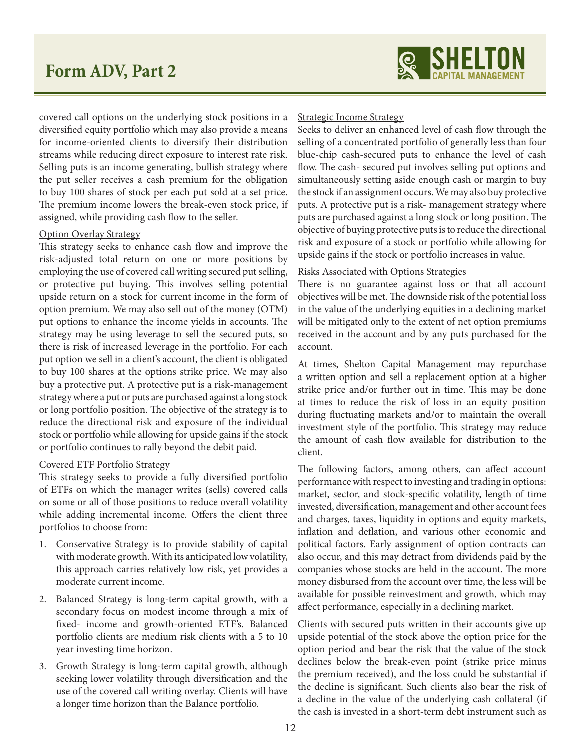covered call options on the underlying stock positions in a diversified equity portfolio which may also provide a means for income-oriented clients to diversify their distribution streams while reducing direct exposure to interest rate risk. Selling puts is an income generating, bullish strategy where the put seller receives a cash premium for the obligation to buy 100 shares of stock per each put sold at a set price. The premium income lowers the break-even stock price, if assigned, while providing cash flow to the seller.

Option Overlay Strategy

This strategy seeks to enhance cash flow and improve the risk-adjusted total return on one or more positions by employing the use of covered call writing secured put selling, or protective put buying. This involves selling potential upside return on a stock for current income in the form of option premium. We may also sell out of the money (OTM) put options to enhance the income yields in accounts. The strategy may be using leverage to sell the secured puts, so there is risk of increased leverage in the portfolio. For each put option we sell in a client's account, the client is obligated to buy 100 shares at the options strike price. We may also buy a protective put. A protective put is a risk-management strategy where a put or puts are purchased against a long stock or long portfolio position. The objective of the strategy is to reduce the directional risk and exposure of the individual stock or portfolio while allowing for upside gains if the stock or portfolio continues to rally beyond the debit paid.

Covered ETF Portfolio Strategy

This strategy seeks to provide a fully diversified portfolio of ETFs on which the manager writes (sells) covered calls on some or all of those positions to reduce overall volatility while adding incremental income. Offers the client three portfolios to choose from:

1. Conservative Strategy is to provide stability of capital with moderate growth. With its anticipated low volatility, this approach carries relatively low risk, yet provides a moderate current income.
2. Balanced Strategy is long-term capital growth, with a secondary focus on modest income through a mix of fixed- income and growth-oriented ETF's. Balanced portfolio clients are medium risk clients with a 5 to 10 year investing time horizon.
3. Growth Strategy is long-term capital growth, although seeking lower volatility through diversification and the use of the covered call writing overlay. Clients will have a longer time horizon than the Balance portfolio.

Strategic Income Strategy

Seeks to deliver an enhanced level of cash flow through the selling of a concentrated portfolio of generally less than four blue-chip cash-secured puts to enhance the level of cash flow. The cash- secured put involves selling put options and simultaneously setting aside enough cash or margin to buy the stock if an assignment occurs. We may also buy protective puts. A protective put is a risk- management strategy where puts are purchased against a long stock or long position. The objective of buying protective puts is to reduce the directional risk and exposure of a stock or portfolio while allowing for upside gains if the stock or portfolio increases in value.

Risks Associated with Options Strategies

There is no guarantee against loss or that all account objectives will be met. The downside risk of the potential loss in the value of the underlying equities in a declining market will be mitigated only to the extent of net option premiums received in the account and by any puts purchased for the account.

At times, Shelton Capital Management may repurchase a written option and sell a replacement option at a higher strike price and/or further out in time. This may be done at times to reduce the risk of loss in an equity position during fluctuating markets and/or to maintain the overall investment style of the portfolio. This strategy may reduce the amount of cash flow available for distribution to the client.

The following factors, among others, can affect account performance with respect to investing and trading in options: market, sector, and stock-specific volatility, length of time invested, diversification, management and other account fees and charges, taxes, liquidity in options and equity markets, inflation and deflation, and various other economic and political factors. Early assignment of option contracts can also occur, and this may detract from dividends paid by the companies whose stocks are held in the account. The more money disbursed from the account over time, the less will be available for possible reinvestment and growth, which may affect performance, especially in a declining market.

Clients with secured puts written in their accounts give up upside potential of the stock above the option price for the option period and bear the risk that the value of the stock declines below the break-even point (strike price minus the premium received), and the loss could be substantial if the decline is significant. Such clients also bear the risk of a decline in the value of the underlying cash collateral (if the cash is invested in a short-term debt instrument such as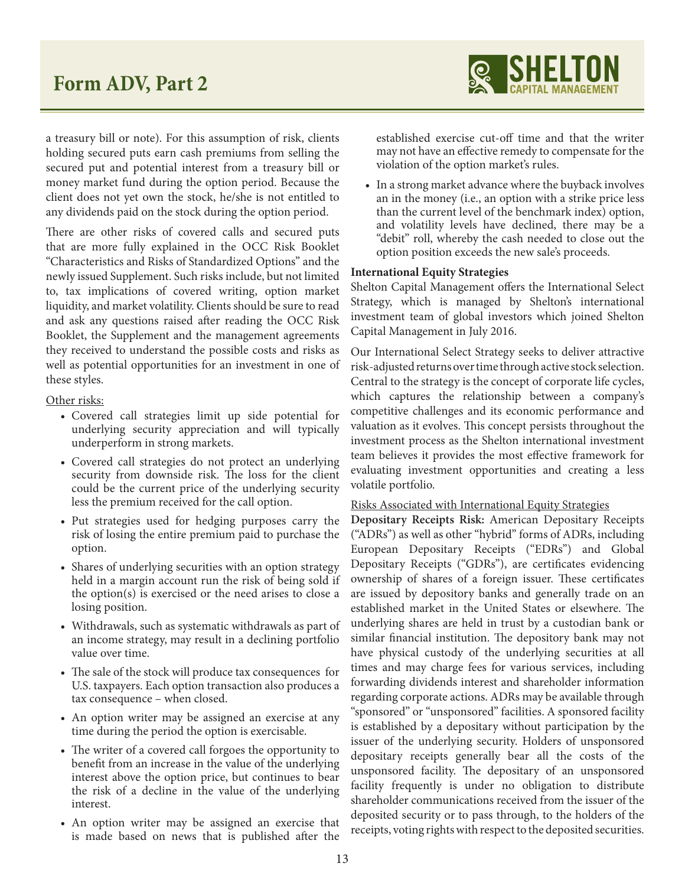a treasury bill or note). For this assumption of risk, clients holding secured puts earn cash premiums from selling the secured put and potential interest from a treasury bill or money market fund during the option period. Because the client does not yet own the stock, he/she is not entitled to any dividends paid on the stock during the option period.

There are other risks of covered calls and secured puts that are more fully explained in the OCC Risk Booklet "Characteristics and Risks of Standardized Options" and the newly issued Supplement. Such risks include, but not limited to, tax implications of covered writing, option market liquidity, and market volatility. Clients should be sure to read and ask any questions raised after reading the OCC Risk Booklet, the Supplement and the management agreements they received to understand the possible costs and risks as well as potential opportunities for an investment in one of these styles.

Other risks:

- Covered call strategies limit up side potential for underlying security appreciation and will typically underperform in strong markets.
- Covered call strategies do not protect an underlying security from downside risk. The loss for the client could be the current price of the underlying security less the premium received for the call option.
- Put strategies used for hedging purposes carry the risk of losing the entire premium paid to purchase the option.
- Shares of underlying securities with an option strategy held in a margin account run the risk of being sold if the option(s) is exercised or the need arises to close a losing position.
- Withdrawals, such as systematic withdrawals as part of an income strategy, may result in a declining portfolio value over time.
- The sale of the stock will produce tax consequences for U.S. taxpayers. Each option transaction also produces a tax consequence – when closed.
- An option writer may be assigned an exercise at any time during the period the option is exercisable.
- The writer of a covered call forgoes the opportunity to benefit from an increase in the value of the underlying interest above the option price, but continues to bear the risk of a decline in the value of the underlying interest.
- An option writer may be assigned an exercise that is made based on news that is published after the established exercise cut-off time and that the writer may not have an effective remedy to compensate for the violation of the option market's rules.
- In a strong market advance where the buyback involves an in the money (i.e., an option with a strike price less than the current level of the benchmark index) option, and volatility levels have declined, there may be a "debit" roll, whereby the cash needed to close out the option position exceeds the new sale's proceeds.

**International Equity Strategies**

Shelton Capital Management offers the International Select Strategy, which is managed by Shelton's international investment team of global investors which joined Shelton Capital Management in July 2016.

Our International Select Strategy seeks to deliver attractive risk-adjusted returns over time through active stock selection. Central to the strategy is the concept of corporate life cycles, which captures the relationship between a company's competitive challenges and its economic performance and valuation as it evolves. This concept persists throughout the investment process as the Shelton international investment team believes it provides the most effective framework for evaluating investment opportunities and creating a less volatile portfolio.

Risks Associated with International Equity Strategies

**Depositary Receipts Risk:** American Depositary Receipts ("ADRs") as well as other "hybrid" forms of ADRs, including European Depositary Receipts ("EDRs") and Global Depositary Receipts ("GDRs"), are certificates evidencing ownership of shares of a foreign issuer. These certificates are issued by depository banks and generally trade on an established market in the United States or elsewhere. The underlying shares are held in trust by a custodian bank or similar financial institution. The depository bank may not have physical custody of the underlying securities at all times and may charge fees for various services, including forwarding dividends interest and shareholder information regarding corporate actions. ADRs may be available through "sponsored" or "unsponsored" facilities. A sponsored facility is established by a depositary without participation by the issuer of the underlying security. Holders of unsponsored depositary receipts generally bear all the costs of the unsponsored facility. The depositary of an unsponsored facility frequently is under no obligation to distribute shareholder communications received from the issuer of the deposited security or to pass through, to the holders of the receipts, voting rights with respect to the deposited securities.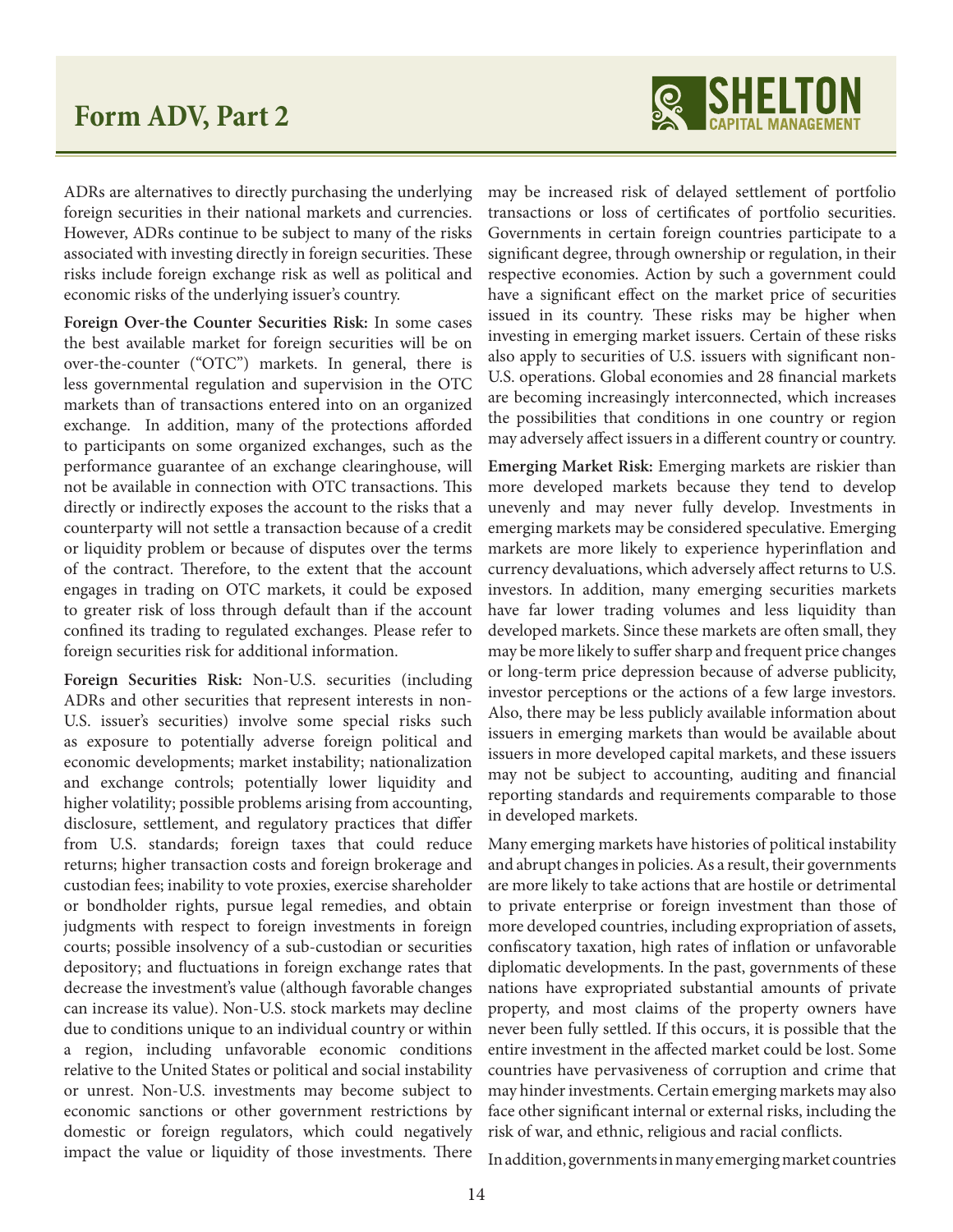ADRs are alternatives to directly purchasing the underlying foreign securities in their national markets and currencies. However, ADRs continue to be subject to many of the risks associated with investing directly in foreign securities. These risks include foreign exchange risk as well as political and economic risks of the underlying issuer's country.

**Foreign Over-the Counter Securities Risk:** In some cases the best available market for foreign securities will be on over-the-counter ("OTC") markets. In general, there is less governmental regulation and supervision in the OTC markets than of transactions entered into on an organized exchange. In addition, many of the protections afforded to participants on some organized exchanges, such as the performance guarantee of an exchange clearinghouse, will not be available in connection with OTC transactions. This directly or indirectly exposes the account to the risks that a counterparty will not settle a transaction because of a credit or liquidity problem or because of disputes over the terms of the contract. Therefore, to the extent that the account engages in trading on OTC markets, it could be exposed to greater risk of loss through default than if the account confined its trading to regulated exchanges. Please refer to foreign securities risk for additional information.

**Foreign Securities Risk:** Non-U.S. securities (including ADRs and other securities that represent interests in non-U.S. issuer's securities) involve some special risks such as exposure to potentially adverse foreign political and economic developments; market instability; nationalization and exchange controls; potentially lower liquidity and higher volatility; possible problems arising from accounting, disclosure, settlement, and regulatory practices that differ from U.S. standards; foreign taxes that could reduce returns; higher transaction costs and foreign brokerage and custodian fees; inability to vote proxies, exercise shareholder or bondholder rights, pursue legal remedies, and obtain judgments with respect to foreign investments in foreign courts; possible insolvency of a sub-custodian or securities depository; and fluctuations in foreign exchange rates that decrease the investment's value (although favorable changes can increase its value). Non-U.S. stock markets may decline due to conditions unique to an individual country or within a region, including unfavorable economic conditions relative to the United States or political and social instability or unrest. Non-U.S. investments may become subject to economic sanctions or other government restrictions by domestic or foreign regulators, which could negatively impact the value or liquidity of those investments. There may be increased risk of delayed settlement of portfolio transactions or loss of certificates of portfolio securities. Governments in certain foreign countries participate to a significant degree, through ownership or regulation, in their respective economies. Action by such a government could have a significant effect on the market price of securities issued in its country. These risks may be higher when investing in emerging market issuers. Certain of these risks also apply to securities of U.S. issuers with significant non-U.S. operations. Global economies and 28 financial markets are becoming increasingly interconnected, which increases the possibilities that conditions in one country or region may adversely affect issuers in a different country or country.

**Emerging Market Risk:** Emerging markets are riskier than more developed markets because they tend to develop unevenly and may never fully develop. Investments in emerging markets may be considered speculative. Emerging markets are more likely to experience hyperinflation and currency devaluations, which adversely affect returns to U.S. investors. In addition, many emerging securities markets have far lower trading volumes and less liquidity than developed markets. Since these markets are often small, they may be more likely to suffer sharp and frequent price changes or long-term price depression because of adverse publicity, investor perceptions or the actions of a few large investors. Also, there may be less publicly available information about issuers in emerging markets than would be available about issuers in more developed capital markets, and these issuers may not be subject to accounting, auditing and financial reporting standards and requirements comparable to those in developed markets.

Many emerging markets have histories of political instability and abrupt changes in policies. As a result, their governments are more likely to take actions that are hostile or detrimental to private enterprise or foreign investment than those of more developed countries, including expropriation of assets, confiscatory taxation, high rates of inflation or unfavorable diplomatic developments. In the past, governments of these nations have expropriated substantial amounts of private property, and most claims of the property owners have never been fully settled. If this occurs, it is possible that the entire investment in the affected market could be lost. Some countries have pervasiveness of corruption and crime that may hinder investments. Certain emerging markets may also face other significant internal or external risks, including the risk of war, and ethnic, religious and racial conflicts.

In addition, governments in many emerging market countries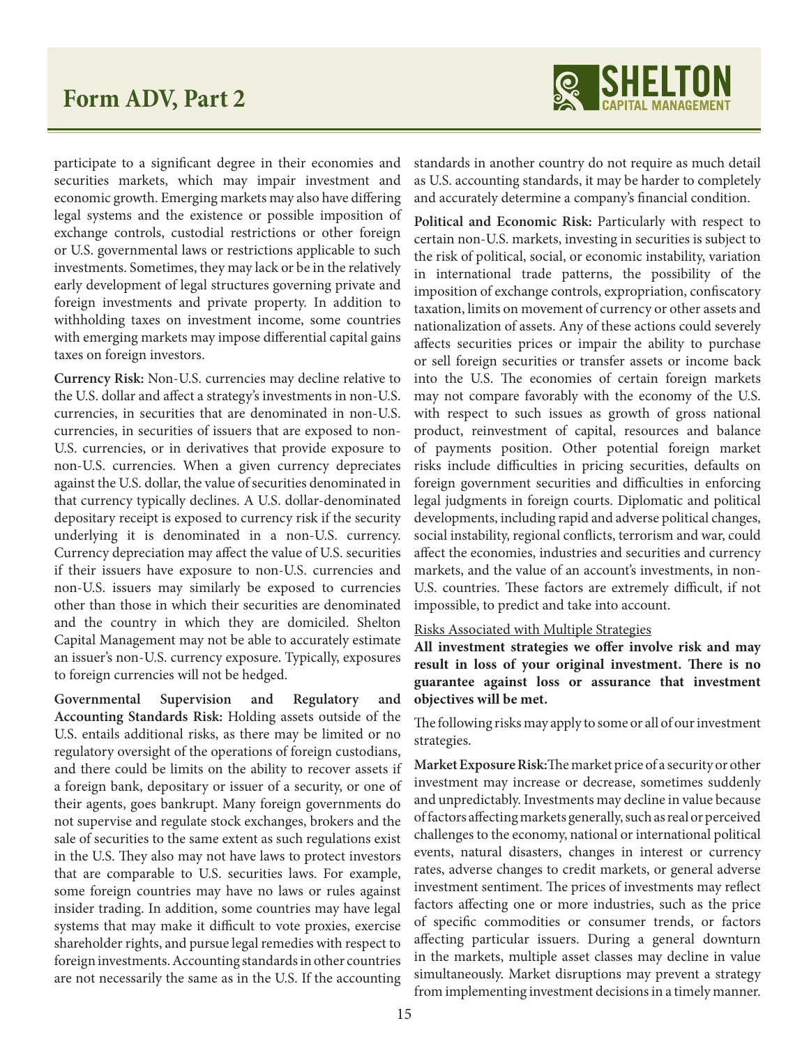participate to a significant degree in their economies and securities markets, which may impair investment and economic growth. Emerging markets may also have differing legal systems and the existence or possible imposition of exchange controls, custodial restrictions or other foreign or U.S. governmental laws or restrictions applicable to such investments. Sometimes, they may lack or be in the relatively early development of legal structures governing private and foreign investments and private property. In addition to withholding taxes on investment income, some countries with emerging markets may impose differential capital gains taxes on foreign investors.

**Currency Risk:** Non-U.S. currencies may decline relative to the U.S. dollar and affect a strategy's investments in non-U.S. currencies, in securities that are denominated in non-U.S. currencies, in securities of issuers that are exposed to non-U.S. currencies, or in derivatives that provide exposure to non-U.S. currencies. When a given currency depreciates against the U.S. dollar, the value of securities denominated in that currency typically declines. A U.S. dollar-denominated depositary receipt is exposed to currency risk if the security underlying it is denominated in a non-U.S. currency. Currency depreciation may affect the value of U.S. securities if their issuers have exposure to non-U.S. currencies and non-U.S. issuers may similarly be exposed to currencies other than those in which their securities are denominated and the country in which they are domiciled. Shelton Capital Management may not be able to accurately estimate an issuer's non-U.S. currency exposure. Typically, exposures to foreign currencies will not be hedged.

**Governmental Supervision and Regulatory and Accounting Standards Risk:** Holding assets outside of the U.S. entails additional risks, as there may be limited or no regulatory oversight of the operations of foreign custodians, and there could be limits on the ability to recover assets if a foreign bank, depositary or issuer of a security, or one of their agents, goes bankrupt. Many foreign governments do not supervise and regulate stock exchanges, brokers and the sale of securities to the same extent as such regulations exist in the U.S. They also may not have laws to protect investors that are comparable to U.S. securities laws. For example, some foreign countries may have no laws or rules against insider trading. In addition, some countries may have legal systems that may make it difficult to vote proxies, exercise shareholder rights, and pursue legal remedies with respect to foreign investments. Accounting standards in other countries are not necessarily the same as in the U.S. If the accounting standards in another country do not require as much detail as U.S. accounting standards, it may be harder to completely and accurately determine a company's financial condition.

**Political and Economic Risk:** Particularly with respect to certain non-U.S. markets, investing in securities is subject to the risk of political, social, or economic instability, variation in international trade patterns, the possibility of the imposition of exchange controls, expropriation, confiscatory taxation, limits on movement of currency or other assets and nationalization of assets. Any of these actions could severely affects securities prices or impair the ability to purchase or sell foreign securities or transfer assets or income back into the U.S. The economies of certain foreign markets may not compare favorably with the economy of the U.S. with respect to such issues as growth of gross national product, reinvestment of capital, resources and balance of payments position. Other potential foreign market risks include difficulties in pricing securities, defaults on foreign government securities and difficulties in enforcing legal judgments in foreign courts. Diplomatic and political developments, including rapid and adverse political changes, social instability, regional conflicts, terrorism and war, could affect the economies, industries and securities and currency markets, and the value of an account's investments, in non-U.S. countries. These factors are extremely difficult, if not impossible, to predict and take into account.

Risks Associated with Multiple Strategies

**All investment strategies we offer involve risk and may result in loss of your original investment. There is no guarantee against loss or assurance that investment objectives will be met.**

The following risks may apply to some or all of our investment strategies.

**Market Exposure Risk:** The market price of a security or other investment may increase or decrease, sometimes suddenly and unpredictably. Investments may decline in value because of factors affecting markets generally, such as real or perceived challenges to the economy, national or international political events, natural disasters, changes in interest or currency rates, adverse changes to credit markets, or general adverse investment sentiment. The prices of investments may reflect factors affecting one or more industries, such as the price of specific commodities or consumer trends, or factors affecting particular issuers. During a general downturn in the markets, multiple asset classes may decline in value simultaneously. Market disruptions may prevent a strategy from implementing investment decisions in a timely manner.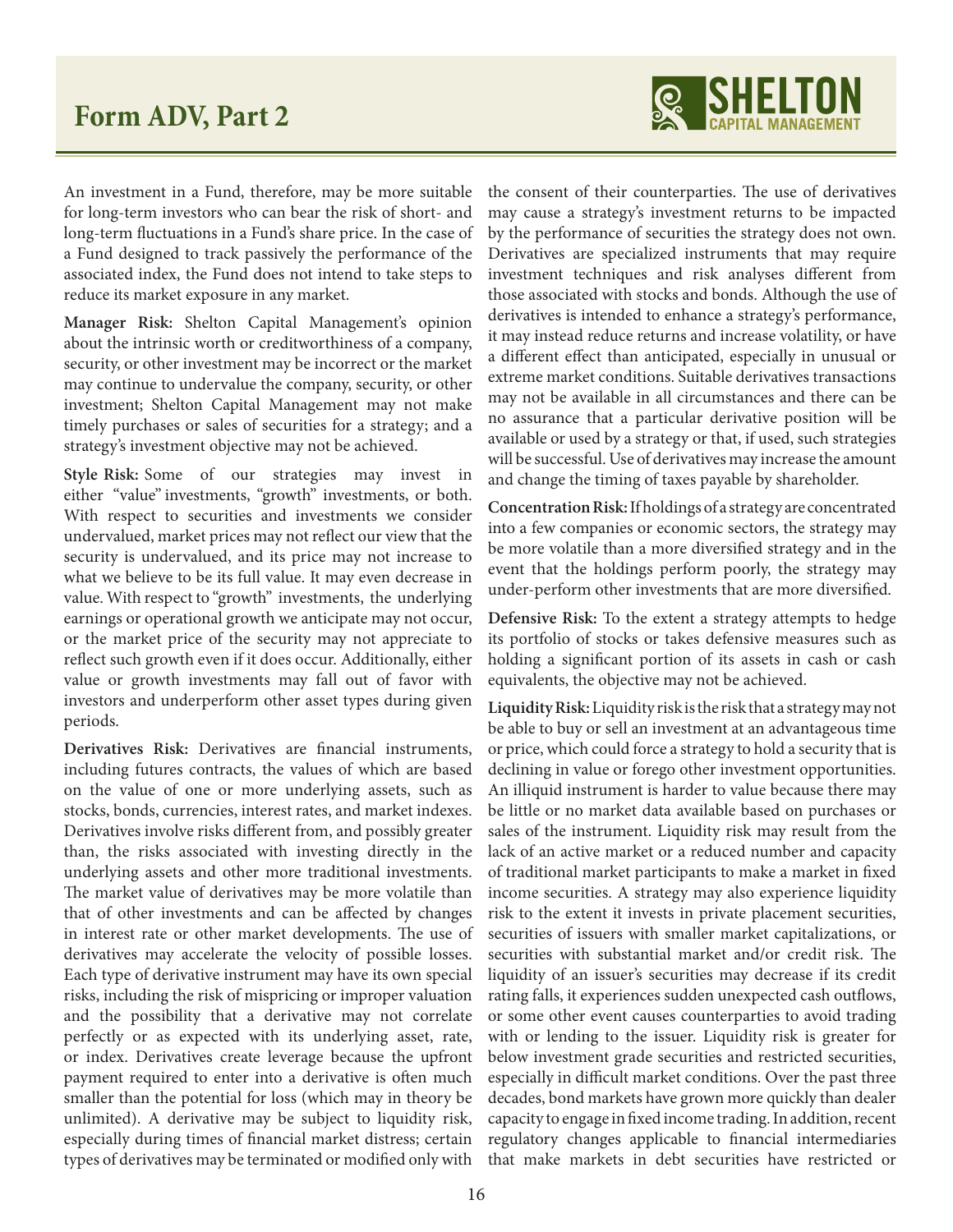An investment in a Fund, therefore, may be more suitable for long-term investors who can bear the risk of short- and long-term fluctuations in a Fund's share price. In the case of a Fund designed to track passively the performance of the associated index, the Fund does not intend to take steps to reduce its market exposure in any market.

**Manager Risk:** Shelton Capital Management's opinion about the intrinsic worth or creditworthiness of a company, security, or other investment may be incorrect or the market may continue to undervalue the company, security, or other investment; Shelton Capital Management may not make timely purchases or sales of securities for a strategy; and a strategy's investment objective may not be achieved.

**Style Risk:** Some of our strategies may invest in either "value" investments, "growth" investments, or both. With respect to securities and investments we consider undervalued, market prices may not reflect our view that the security is undervalued, and its price may not increase to what we believe to be its full value. It may even decrease in value. With respect to "growth" investments, the underlying earnings or operational growth we anticipate may not occur, or the market price of the security may not appreciate to reflect such growth even if it does occur. Additionally, either value or growth investments may fall out of favor with investors and underperform other asset types during given periods.

**Derivatives Risk:** Derivatives are financial instruments, including futures contracts, the values of which are based on the value of one or more underlying assets, such as stocks, bonds, currencies, interest rates, and market indexes. Derivatives involve risks different from, and possibly greater than, the risks associated with investing directly in the underlying assets and other more traditional investments. The market value of derivatives may be more volatile than that of other investments and can be affected by changes in interest rate or other market developments. The use of derivatives may accelerate the velocity of possible losses. Each type of derivative instrument may have its own special risks, including the risk of mispricing or improper valuation and the possibility that a derivative may not correlate perfectly or as expected with its underlying asset, rate, or index. Derivatives create leverage because the upfront payment required to enter into a derivative is often much smaller than the potential for loss (which may in theory be unlimited). A derivative may be subject to liquidity risk, especially during times of financial market distress; certain types of derivatives may be terminated or modified only with the consent of their counterparties. The use of derivatives may cause a strategy's investment returns to be impacted by the performance of securities the strategy does not own. Derivatives are specialized instruments that may require investment techniques and risk analyses different from those associated with stocks and bonds. Although the use of derivatives is intended to enhance a strategy's performance, it may instead reduce returns and increase volatility, or have a different effect than anticipated, especially in unusual or extreme market conditions. Suitable derivatives transactions may not be available in all circumstances and there can be no assurance that a particular derivative position will be available or used by a strategy or that, if used, such strategies will be successful. Use of derivatives may increase the amount and change the timing of taxes payable by shareholder.

**Concentration Risk:** If holdings of a strategy are concentrated into a few companies or economic sectors, the strategy may be more volatile than a more diversified strategy and in the event that the holdings perform poorly, the strategy may under-perform other investments that are more diversified.

**Defensive Risk:** To the extent a strategy attempts to hedge its portfolio of stocks or takes defensive measures such as holding a significant portion of its assets in cash or cash equivalents, the objective may not be achieved.

**Liquidity Risk:** Liquidity risk is the risk that a strategy may not be able to buy or sell an investment at an advantageous time or price, which could force a strategy to hold a security that is declining in value or forego other investment opportunities. An illiquid instrument is harder to value because there may be little or no market data available based on purchases or sales of the instrument. Liquidity risk may result from the lack of an active market or a reduced number and capacity of traditional market participants to make a market in fixed income securities. A strategy may also experience liquidity risk to the extent it invests in private placement securities, securities of issuers with smaller market capitalizations, or securities with substantial market and/or credit risk. The liquidity of an issuer's securities may decrease if its credit rating falls, it experiences sudden unexpected cash outflows, or some other event causes counterparties to avoid trading with or lending to the issuer. Liquidity risk is greater for below investment grade securities and restricted securities, especially in difficult market conditions. Over the past three decades, bond markets have grown more quickly than dealer capacity to engage in fixed income trading. In addition, recent regulatory changes applicable to financial intermediaries that make markets in debt securities have restricted or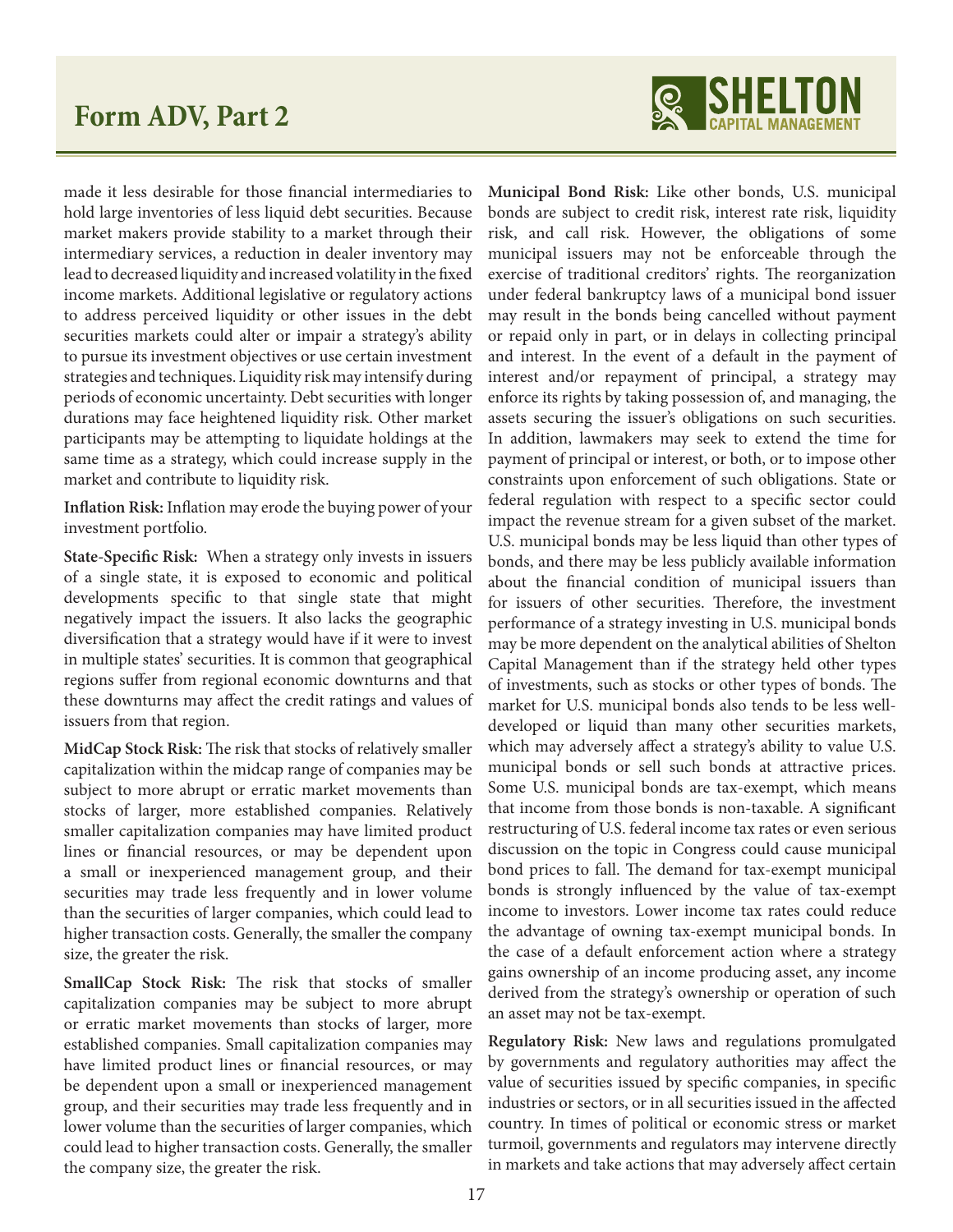made it less desirable for those financial intermediaries to hold large inventories of less liquid debt securities. Because market makers provide stability to a market through their intermediary services, a reduction in dealer inventory may lead to decreased liquidity and increased volatility in the fixed income markets. Additional legislative or regulatory actions to address perceived liquidity or other issues in the debt securities markets could alter or impair a strategy's ability to pursue its investment objectives or use certain investment strategies and techniques. Liquidity risk may intensify during periods of economic uncertainty. Debt securities with longer durations may face heightened liquidity risk. Other market participants may be attempting to liquidate holdings at the same time as a strategy, which could increase supply in the market and contribute to liquidity risk.

**Inflation Risk:** Inflation may erode the buying power of your investment portfolio.

**State-Specific Risk:** When a strategy only invests in issuers of a single state, it is exposed to economic and political developments specific to that single state that might negatively impact the issuers. It also lacks the geographic diversification that a strategy would have if it were to invest in multiple states' securities. It is common that geographical regions suffer from regional economic downturns and that these downturns may affect the credit ratings and values of issuers from that region.

**MidCap Stock Risk:** The risk that stocks of relatively smaller capitalization within the midcap range of companies may be subject to more abrupt or erratic market movements than stocks of larger, more established companies. Relatively smaller capitalization companies may have limited product lines or financial resources, or may be dependent upon a small or inexperienced management group, and their securities may trade less frequently and in lower volume than the securities of larger companies, which could lead to higher transaction costs. Generally, the smaller the company size, the greater the risk.

**SmallCap Stock Risk:** The risk that stocks of smaller capitalization companies may be subject to more abrupt or erratic market movements than stocks of larger, more established companies. Small capitalization companies may have limited product lines or financial resources, or may be dependent upon a small or inexperienced management group, and their securities may trade less frequently and in lower volume than the securities of larger companies, which could lead to higher transaction costs. Generally, the smaller the company size, the greater the risk.

**Municipal Bond Risk:** Like other bonds, U.S. municipal bonds are subject to credit risk, interest rate risk, liquidity risk, and call risk. However, the obligations of some municipal issuers may not be enforceable through the exercise of traditional creditors' rights. The reorganization under federal bankruptcy laws of a municipal bond issuer may result in the bonds being cancelled without payment or repaid only in part, or in delays in collecting principal and interest. In the event of a default in the payment of interest and/or repayment of principal, a strategy may enforce its rights by taking possession of, and managing, the assets securing the issuer's obligations on such securities. In addition, lawmakers may seek to extend the time for payment of principal or interest, or both, or to impose other constraints upon enforcement of such obligations. State or federal regulation with respect to a specific sector could impact the revenue stream for a given subset of the market. U.S. municipal bonds may be less liquid than other types of bonds, and there may be less publicly available information about the financial condition of municipal issuers than for issuers of other securities. Therefore, the investment performance of a strategy investing in U.S. municipal bonds may be more dependent on the analytical abilities of Shelton Capital Management than if the strategy held other types of investments, such as stocks or other types of bonds. The market for U.S. municipal bonds also tends to be less well-developed or liquid than many other securities markets, which may adversely affect a strategy's ability to value U.S. municipal bonds or sell such bonds at attractive prices. Some U.S. municipal bonds are tax-exempt, which means that income from those bonds is non-taxable. A significant restructuring of U.S. federal income tax rates or even serious discussion on the topic in Congress could cause municipal bond prices to fall. The demand for tax-exempt municipal bonds is strongly influenced by the value of tax-exempt income to investors. Lower income tax rates could reduce the advantage of owning tax-exempt municipal bonds. In the case of a default enforcement action where a strategy gains ownership of an income producing asset, any income derived from the strategy's ownership or operation of such an asset may not be tax-exempt.

**Regulatory Risk:** New laws and regulations promulgated by governments and regulatory authorities may affect the value of securities issued by specific companies, in specific industries or sectors, or in all securities issued in the affected country. In times of political or economic stress or market turmoil, governments and regulators may intervene directly in markets and take actions that may adversely affect certain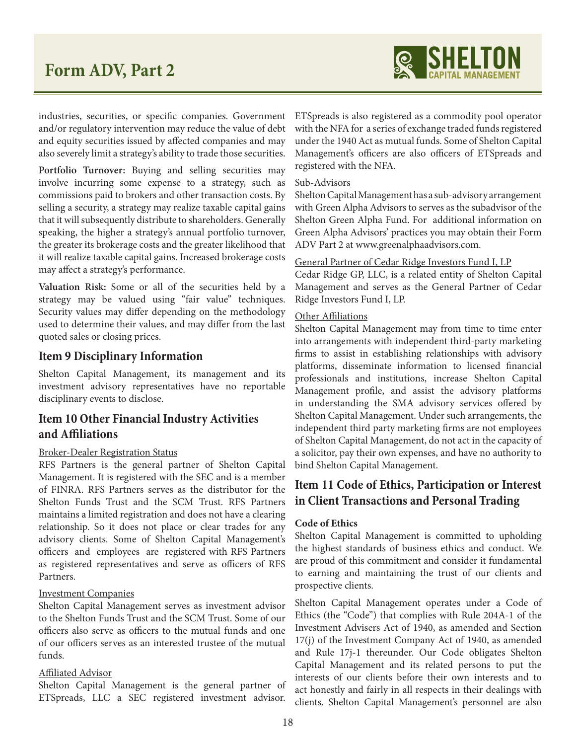industries, securities, or specific companies. Government and/or regulatory intervention may reduce the value of debt and equity securities issued by affected companies and may also severely limit a strategy's ability to trade those securities.

**Portfolio Turnover:** Buying and selling securities may involve incurring some expense to a strategy, such as commissions paid to brokers and other transaction costs. By selling a security, a strategy may realize taxable capital gains that it will subsequently distribute to shareholders. Generally speaking, the higher a strategy's annual portfolio turnover, the greater its brokerage costs and the greater likelihood that it will realize taxable capital gains. Increased brokerage costs may affect a strategy's performance.

**Valuation Risk:** Some or all of the securities held by a strategy may be valued using "fair value" techniques. Security values may differ depending on the methodology used to determine their values, and may differ from the last quoted sales or closing prices.

## Item 9 Disciplinary Information

Shelton Capital Management, its management and its investment advisory representatives have no reportable disciplinary events to disclose.

## Item 10 Other Financial Industry Activities and Affiliations

Broker-Dealer Registration Status

RFS Partners is the general partner of Shelton Capital Management. It is registered with the SEC and is a member of FINRA. RFS Partners serves as the distributor for the Shelton Funds Trust and the SCM Trust. RFS Partners maintains a limited registration and does not have a clearing relationship. So it does not place or clear trades for any advisory clients. Some of Shelton Capital Management's officers and employees are registered with RFS Partners as registered representatives and serve as officers of RFS Partners.

Investment Companies

Shelton Capital Management serves as investment advisor to the Shelton Funds Trust and the SCM Trust. Some of our officers also serve as officers to the mutual funds and one of our officers serves as an interested trustee of the mutual funds.

Affiliated Advisor

Shelton Capital Management is the general partner of ETSpreads, LLC a SEC registered investment advisor. ETSpreads is also registered as a commodity pool operator with the NFA for a series of exchange traded funds registered under the 1940 Act as mutual funds. Some of Shelton Capital Management's officers are also officers of ETSpreads and registered with the NFA.

Sub-Advisors

Shelton Capital Management has a sub-advisory arrangement with Green Alpha Advisors to serves as the subadvisor of the Shelton Green Alpha Fund. For additional information on Green Alpha Advisors' practices you may obtain their Form ADV Part 2 at www.greenalphaadvisors.com.

General Partner of Cedar Ridge Investors Fund I, LP

Cedar Ridge GP, LLC, is a related entity of Shelton Capital Management and serves as the General Partner of Cedar Ridge Investors Fund I, LP.

Other Affiliations

Shelton Capital Management may from time to time enter into arrangements with independent third-party marketing firms to assist in establishing relationships with advisory platforms, disseminate information to licensed financial professionals and institutions, increase Shelton Capital Management profile, and assist the advisory platforms in understanding the SMA advisory services offered by Shelton Capital Management. Under such arrangements, the independent third party marketing firms are not employees of Shelton Capital Management, do not act in the capacity of a solicitor, pay their own expenses, and have no authority to bind Shelton Capital Management.

## Item 11 Code of Ethics, Participation or Interest in Client Transactions and Personal Trading

**Code of Ethics**

Shelton Capital Management is committed to upholding the highest standards of business ethics and conduct. We are proud of this commitment and consider it fundamental to earning and maintaining the trust of our clients and prospective clients.

Shelton Capital Management operates under a Code of Ethics (the "Code") that complies with Rule 204A-1 of the Investment Advisers Act of 1940, as amended and Section 17(j) of the Investment Company Act of 1940, as amended and Rule 17j-1 thereunder. Our Code obligates Shelton Capital Management and its related persons to put the interests of our clients before their own interests and to act honestly and fairly in all respects in their dealings with clients. Shelton Capital Management's personnel are also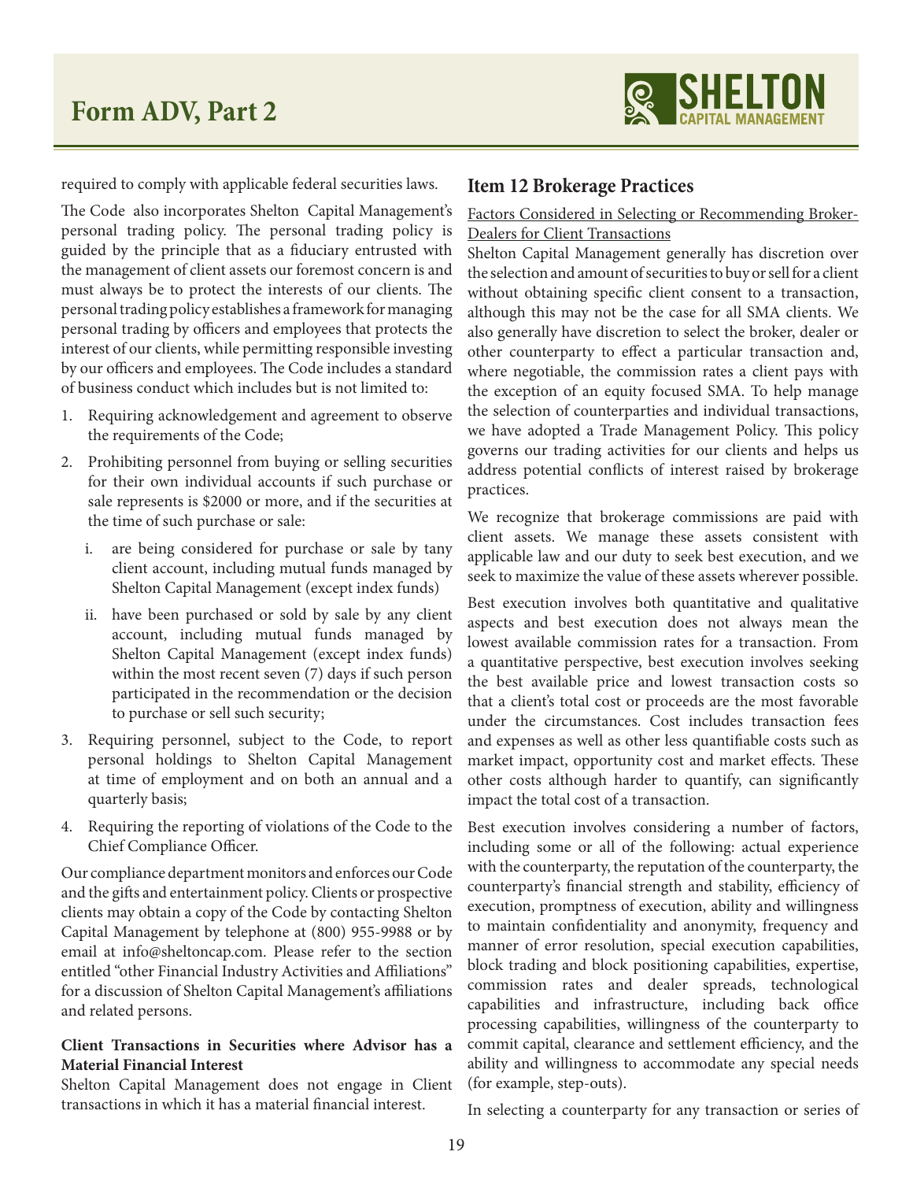required to comply with applicable federal securities laws.

The Code also incorporates Shelton Capital Management's personal trading policy. The personal trading policy is guided by the principle that as a fiduciary entrusted with the management of client assets our foremost concern is and must always be to protect the interests of our clients. The personal trading policy establishes a framework for managing personal trading by officers and employees that protects the interest of our clients, while permitting responsible investing by our officers and employees. The Code includes a standard of business conduct which includes but is not limited to:

1. Requiring acknowledgement and agreement to observe the requirements of the Code;
2. Prohibiting personnel from buying or selling securities for their own individual accounts if such purchase or sale represents is $2000 or more, and if the securities at the time of such purchase or sale:
   i. are being considered for purchase or sale by tany client account, including mutual funds managed by Shelton Capital Management (except index funds)
   ii. have been purchased or sold by sale by any client account, including mutual funds managed by Shelton Capital Management (except index funds) within the most recent seven (7) days if such person participated in the recommendation or the decision to purchase or sell such security;
3. Requiring personnel, subject to the Code, to report personal holdings to Shelton Capital Management at time of employment and on both an annual and a quarterly basis;
4. Requiring the reporting of violations of the Code to the Chief Compliance Officer.

Our compliance department monitors and enforces our Code and the gifts and entertainment policy. Clients or prospective clients may obtain a copy of the Code by contacting Shelton Capital Management by telephone at (800) 955-9988 or by email at info@sheltoncap.com. Please refer to the section entitled "other Financial Industry Activities and Affiliations" for a discussion of Shelton Capital Management's affiliations and related persons.

**Client Transactions in Securities where Advisor has a Material Financial Interest**

Shelton Capital Management does not engage in Client transactions in which it has a material financial interest.

## Item 12 Brokerage Practices

Factors Considered in Selecting or Recommending Broker-Dealers for Client Transactions

Shelton Capital Management generally has discretion over the selection and amount of securities to buy or sell for a client without obtaining specific client consent to a transaction, although this may not be the case for all SMA clients. We also generally have discretion to select the broker, dealer or other counterparty to effect a particular transaction and, where negotiable, the commission rates a client pays with the exception of an equity focused SMA. To help manage the selection of counterparties and individual transactions, we have adopted a Trade Management Policy. This policy governs our trading activities for our clients and helps us address potential conflicts of interest raised by brokerage practices.

We recognize that brokerage commissions are paid with client assets. We manage these assets consistent with applicable law and our duty to seek best execution, and we seek to maximize the value of these assets wherever possible.

Best execution involves both quantitative and qualitative aspects and best execution does not always mean the lowest available commission rates for a transaction. From a quantitative perspective, best execution involves seeking the best available price and lowest transaction costs so that a client's total cost or proceeds are the most favorable under the circumstances. Cost includes transaction fees and expenses as well as other less quantifiable costs such as market impact, opportunity cost and market effects. These other costs although harder to quantify, can significantly impact the total cost of a transaction.

Best execution involves considering a number of factors, including some or all of the following: actual experience with the counterparty, the reputation of the counterparty, the counterparty's financial strength and stability, efficiency of execution, promptness of execution, ability and willingness to maintain confidentiality and anonymity, frequency and manner of error resolution, special execution capabilities, block trading and block positioning capabilities, expertise, commission rates and dealer spreads, technological capabilities and infrastructure, including back office processing capabilities, willingness of the counterparty to commit capital, clearance and settlement efficiency, and the ability and willingness to accommodate any special needs (for example, step-outs).

In selecting a counterparty for any transaction or series of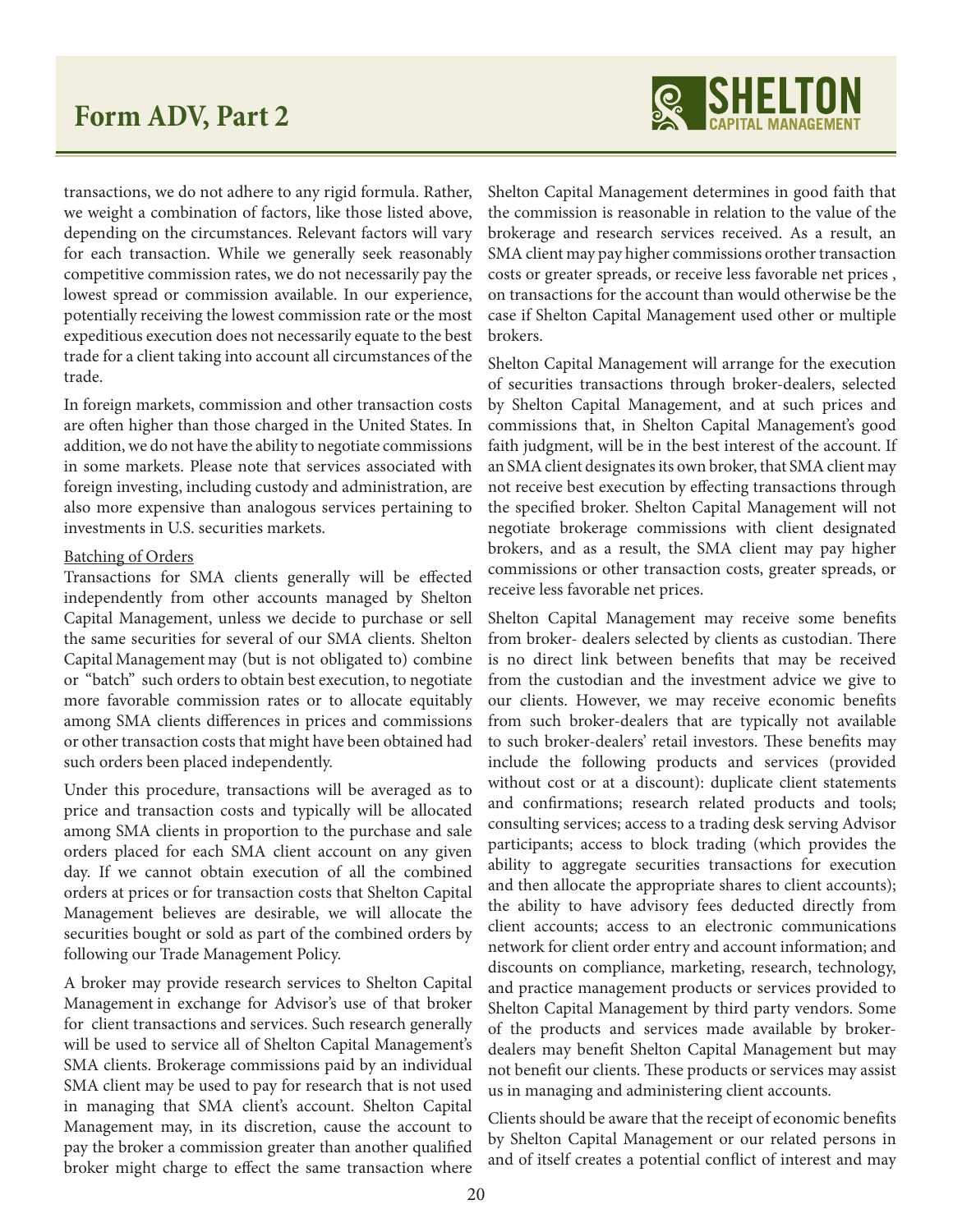transactions, we do not adhere to any rigid formula. Rather, we weight a combination of factors, like those listed above, depending on the circumstances. Relevant factors will vary for each transaction. While we generally seek reasonably competitive commission rates, we do not necessarily pay the lowest spread or commission available. In our experience, potentially receiving the lowest commission rate or the most expeditious execution does not necessarily equate to the best trade for a client taking into account all circumstances of the trade.

In foreign markets, commission and other transaction costs are often higher than those charged in the United States. In addition, we do not have the ability to negotiate commissions in some markets. Please note that services associated with foreign investing, including custody and administration, are also more expensive than analogous services pertaining to investments in U.S. securities markets.

Batching of Orders

Transactions for SMA clients generally will be effected independently from other accounts managed by Shelton Capital Management, unless we decide to purchase or sell the same securities for several of our SMA clients. Shelton Capital Management may (but is not obligated to) combine or "batch" such orders to obtain best execution, to negotiate more favorable commission rates or to allocate equitably among SMA clients differences in prices and commissions or other transaction costs that might have been obtained had such orders been placed independently.

Under this procedure, transactions will be averaged as to price and transaction costs and typically will be allocated among SMA clients in proportion to the purchase and sale orders placed for each SMA client account on any given day. If we cannot obtain execution of all the combined orders at prices or for transaction costs that Shelton Capital Management believes are desirable, we will allocate the securities bought or sold as part of the combined orders by following our Trade Management Policy.

A broker may provide research services to Shelton Capital Management in exchange for Advisor's use of that broker for client transactions and services. Such research generally will be used to service all of Shelton Capital Management's SMA clients. Brokerage commissions paid by an individual SMA client may be used to pay for research that is not used in managing that SMA client's account. Shelton Capital Management may, in its discretion, cause the account to pay the broker a commission greater than another qualified broker might charge to effect the same transaction where Shelton Capital Management determines in good faith that the commission is reasonable in relation to the value of the brokerage and research services received. As a result, an SMA client may pay higher commissions orother transaction costs or greater spreads, or receive less favorable net prices , on transactions for the account than would otherwise be the case if Shelton Capital Management used other or multiple brokers.

Shelton Capital Management will arrange for the execution of securities transactions through broker-dealers, selected by Shelton Capital Management, and at such prices and commissions that, in Shelton Capital Management's good faith judgment, will be in the best interest of the account. If an SMA client designates its own broker, that SMA client may not receive best execution by effecting transactions through the specified broker. Shelton Capital Management will not negotiate brokerage commissions with client designated brokers, and as a result, the SMA client may pay higher commissions or other transaction costs, greater spreads, or receive less favorable net prices.

Shelton Capital Management may receive some benefits from broker- dealers selected by clients as custodian. There is no direct link between benefits that may be received from the custodian and the investment advice we give to our clients. However, we may receive economic benefits from such broker-dealers that are typically not available to such broker-dealers' retail investors. These benefits may include the following products and services (provided without cost or at a discount): duplicate client statements and confirmations; research related products and tools; consulting services; access to a trading desk serving Advisor participants; access to block trading (which provides the ability to aggregate securities transactions for execution and then allocate the appropriate shares to client accounts); the ability to have advisory fees deducted directly from client accounts; access to an electronic communications network for client order entry and account information; and discounts on compliance, marketing, research, technology, and practice management products or services provided to Shelton Capital Management by third party vendors. Some of the products and services made available by broker-dealers may benefit Shelton Capital Management but may not benefit our clients. These products or services may assist us in managing and administering client accounts.

Clients should be aware that the receipt of economic benefits by Shelton Capital Management or our related persons in and of itself creates a potential conflict of interest and may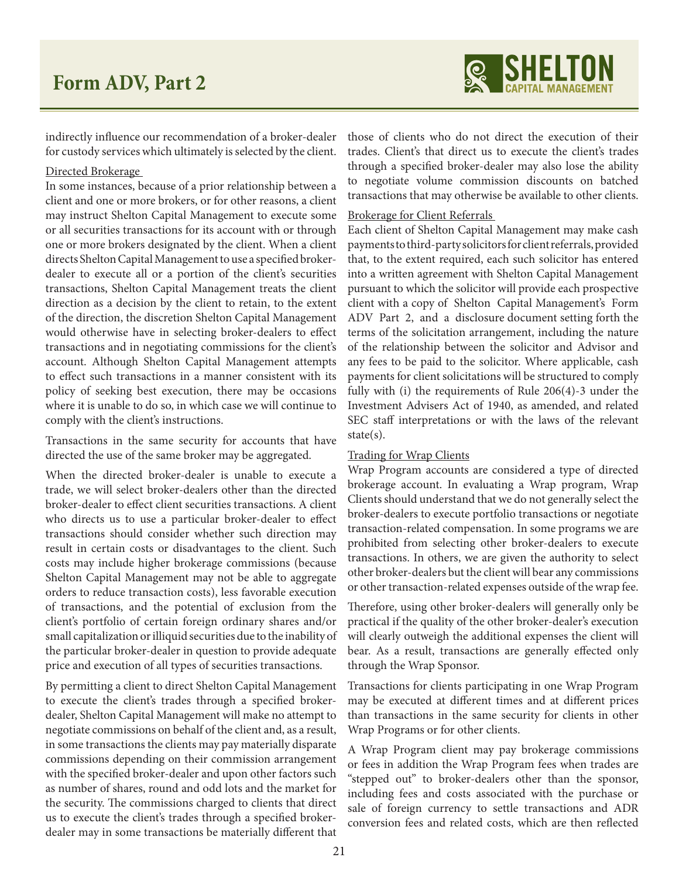indirectly influence our recommendation of a broker-dealer for custody services which ultimately is selected by the client.

Directed Brokerage

In some instances, because of a prior relationship between a client and one or more brokers, or for other reasons, a client may instruct Shelton Capital Management to execute some or all securities transactions for its account with or through one or more brokers designated by the client. When a client directs Shelton Capital Management to use a specified broker-dealer to execute all or a portion of the client's securities transactions, Shelton Capital Management treats the client direction as a decision by the client to retain, to the extent of the direction, the discretion Shelton Capital Management would otherwise have in selecting broker-dealers to effect transactions and in negotiating commissions for the client's account. Although Shelton Capital Management attempts to effect such transactions in a manner consistent with its policy of seeking best execution, there may be occasions where it is unable to do so, in which case we will continue to comply with the client's instructions.

Transactions in the same security for accounts that have directed the use of the same broker may be aggregated.

When the directed broker-dealer is unable to execute a trade, we will select broker-dealers other than the directed broker-dealer to effect client securities transactions. A client who directs us to use a particular broker-dealer to effect transactions should consider whether such direction may result in certain costs or disadvantages to the client. Such costs may include higher brokerage commissions (because Shelton Capital Management may not be able to aggregate orders to reduce transaction costs), less favorable execution of transactions, and the potential of exclusion from the client's portfolio of certain foreign ordinary shares and/or small capitalization or illiquid securities due to the inability of the particular broker-dealer in question to provide adequate price and execution of all types of securities transactions.

By permitting a client to direct Shelton Capital Management to execute the client's trades through a specified broker-dealer, Shelton Capital Management will make no attempt to negotiate commissions on behalf of the client and, as a result, in some transactions the clients may pay materially disparate commissions depending on their commission arrangement with the specified broker-dealer and upon other factors such as number of shares, round and odd lots and the market for the security. The commissions charged to clients that direct us to execute the client's trades through a specified broker-dealer may in some transactions be materially different that those of clients who do not direct the execution of their trades. Client's that direct us to execute the client's trades through a specified broker-dealer may also lose the ability to negotiate volume commission discounts on batched transactions that may otherwise be available to other clients.

Brokerage for Client Referrals

Each client of Shelton Capital Management may make cash payments to third-party solicitors for client referrals, provided that, to the extent required, each such solicitor has entered into a written agreement with Shelton Capital Management pursuant to which the solicitor will provide each prospective client with a copy of Shelton Capital Management's Form ADV Part 2, and a disclosure document setting forth the terms of the solicitation arrangement, including the nature of the relationship between the solicitor and Advisor and any fees to be paid to the solicitor. Where applicable, cash payments for client solicitations will be structured to comply fully with (i) the requirements of Rule 206(4)-3 under the Investment Advisers Act of 1940, as amended, and related SEC staff interpretations or with the laws of the relevant state(s).

Trading for Wrap Clients

Wrap Program accounts are considered a type of directed brokerage account. In evaluating a Wrap program, Wrap Clients should understand that we do not generally select the broker-dealers to execute portfolio transactions or negotiate transaction-related compensation. In some programs we are prohibited from selecting other broker-dealers to execute transactions. In others, we are given the authority to select other broker-dealers but the client will bear any commissions or other transaction-related expenses outside of the wrap fee.

Therefore, using other broker-dealers will generally only be practical if the quality of the other broker-dealer's execution will clearly outweigh the additional expenses the client will bear. As a result, transactions are generally effected only through the Wrap Sponsor.

Transactions for clients participating in one Wrap Program may be executed at different times and at different prices than transactions in the same security for clients in other Wrap Programs or for other clients.

A Wrap Program client may pay brokerage commissions or fees in addition the Wrap Program fees when trades are "stepped out" to broker-dealers other than the sponsor, including fees and costs associated with the purchase or sale of foreign currency to settle transactions and ADR conversion fees and related costs, which are then reflected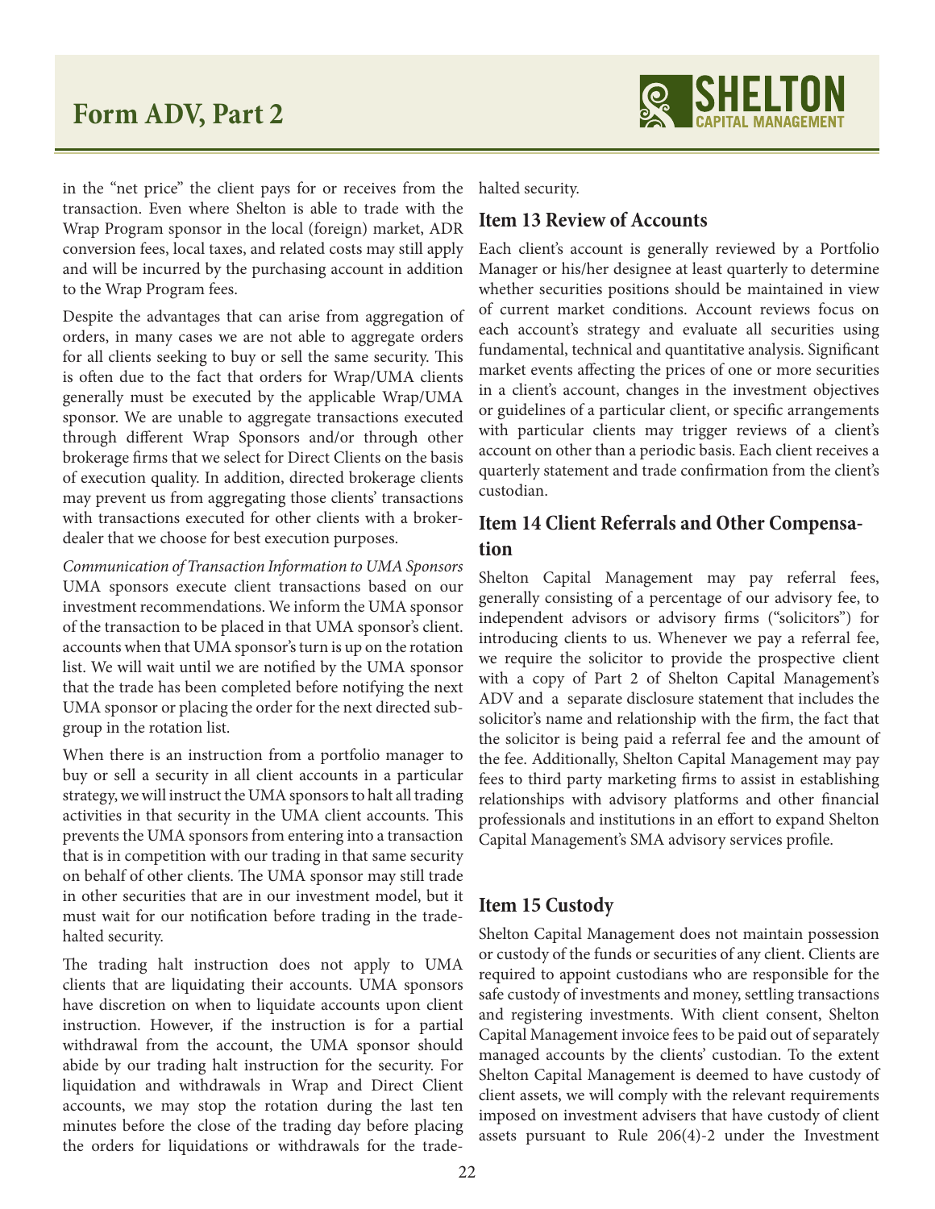in the "net price" the client pays for or receives from the transaction. Even where Shelton is able to trade with the Wrap Program sponsor in the local (foreign) market, ADR conversion fees, local taxes, and related costs may still apply and will be incurred by the purchasing account in addition to the Wrap Program fees.

Despite the advantages that can arise from aggregation of orders, in many cases we are not able to aggregate orders for all clients seeking to buy or sell the same security. This is often due to the fact that orders for Wrap/UMA clients generally must be executed by the applicable Wrap/UMA sponsor. We are unable to aggregate transactions executed through different Wrap Sponsors and/or through other brokerage firms that we select for Direct Clients on the basis of execution quality. In addition, directed brokerage clients may prevent us from aggregating those clients' transactions with transactions executed for other clients with a broker-dealer that we choose for best execution purposes.

*Communication of Transaction Information to UMA Sponsors*
UMA sponsors execute client transactions based on our investment recommendations. We inform the UMA sponsor of the transaction to be placed in that UMA sponsor's client. accounts when that UMA sponsor's turn is up on the rotation list. We will wait until we are notified by the UMA sponsor that the trade has been completed before notifying the next UMA sponsor or placing the order for the next directed sub-group in the rotation list.

When there is an instruction from a portfolio manager to buy or sell a security in all client accounts in a particular strategy, we will instruct the UMA sponsors to halt all trading activities in that security in the UMA client accounts. This prevents the UMA sponsors from entering into a transaction that is in competition with our trading in that same security on behalf of other clients. The UMA sponsor may still trade in other securities that are in our investment model, but it must wait for our notification before trading in the trade-halted security.

The trading halt instruction does not apply to UMA clients that are liquidating their accounts. UMA sponsors have discretion on when to liquidate accounts upon client instruction. However, if the instruction is for a partial withdrawal from the account, the UMA sponsor should abide by our trading halt instruction for the security. For liquidation and withdrawals in Wrap and Direct Client accounts, we may stop the rotation during the last ten minutes before the close of the trading day before placing the orders for liquidations or withdrawals for the trade-halted security.

## Item 13 Review of Accounts

Each client's account is generally reviewed by a Portfolio Manager or his/her designee at least quarterly to determine whether securities positions should be maintained in view of current market conditions. Account reviews focus on each account's strategy and evaluate all securities using fundamental, technical and quantitative analysis. Significant market events affecting the prices of one or more securities in a client's account, changes in the investment objectives or guidelines of a particular client, or specific arrangements with particular clients may trigger reviews of a client's account on other than a periodic basis. Each client receives a quarterly statement and trade confirmation from the client's custodian.

## Item 14 Client Referrals and Other Compensation

Shelton Capital Management may pay referral fees, generally consisting of a percentage of our advisory fee, to independent advisors or advisory firms ("solicitors") for introducing clients to us. Whenever we pay a referral fee, we require the solicitor to provide the prospective client with a copy of Part 2 of Shelton Capital Management's ADV and a separate disclosure statement that includes the solicitor's name and relationship with the firm, the fact that the solicitor is being paid a referral fee and the amount of the fee. Additionally, Shelton Capital Management may pay fees to third party marketing firms to assist in establishing relationships with advisory platforms and other financial professionals and institutions in an effort to expand Shelton Capital Management's SMA advisory services profile.

## Item 15 Custody

Shelton Capital Management does not maintain possession or custody of the funds or securities of any client. Clients are required to appoint custodians who are responsible for the safe custody of investments and money, settling transactions and registering investments. With client consent, Shelton Capital Management invoice fees to be paid out of separately managed accounts by the clients' custodian. To the extent Shelton Capital Management is deemed to have custody of client assets, we will comply with the relevant requirements imposed on investment advisers that have custody of client assets pursuant to Rule 206(4)-2 under the Investment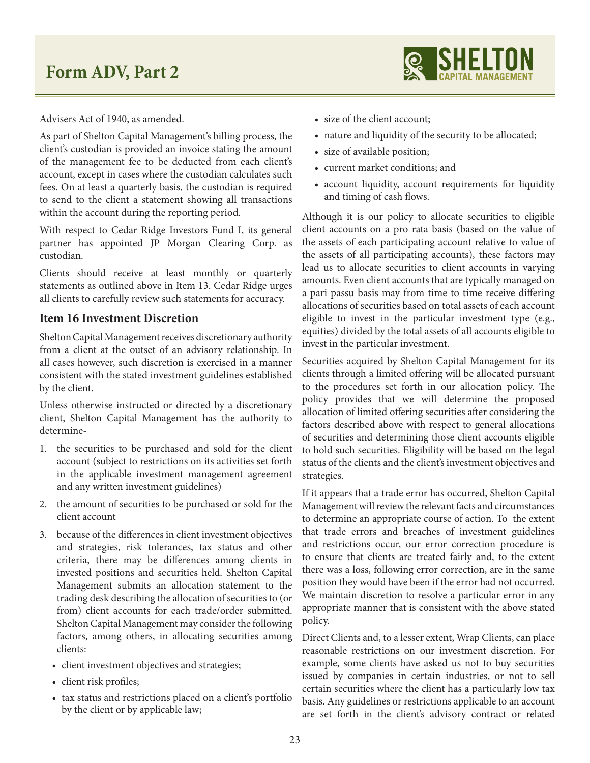Advisers Act of 1940, as amended.

As part of Shelton Capital Management's billing process, the client's custodian is provided an invoice stating the amount of the management fee to be deducted from each client's account, except in cases where the custodian calculates such fees. On at least a quarterly basis, the custodian is required to send to the client a statement showing all transactions within the account during the reporting period.

With respect to Cedar Ridge Investors Fund I, its general partner has appointed JP Morgan Clearing Corp. as custodian.

Clients should receive at least monthly or quarterly statements as outlined above in Item 13. Cedar Ridge urges all clients to carefully review such statements for accuracy.

## Item 16 Investment Discretion

Shelton Capital Management receives discretionary authority from a client at the outset of an advisory relationship. In all cases however, such discretion is exercised in a manner consistent with the stated investment guidelines established by the client.

Unless otherwise instructed or directed by a discretionary client, Shelton Capital Management has the authority to determine-

1. the securities to be purchased and sold for the client account (subject to restrictions on its activities set forth in the applicable investment management agreement and any written investment guidelines)
2. the amount of securities to be purchased or sold for the client account
3. because of the differences in client investment objectives and strategies, risk tolerances, tax status and other criteria, there may be differences among clients in invested positions and securities held. Shelton Capital Management submits an allocation statement to the trading desk describing the allocation of securities to (or from) client accounts for each trade/order submitted. Shelton Capital Management may consider the following factors, among others, in allocating securities among clients:
   - client investment objectives and strategies;
   - client risk profiles;
   - tax status and restrictions placed on a client's portfolio by the client or by applicable law;
   - size of the client account;
   - nature and liquidity of the security to be allocated;
   - size of available position;
   - current market conditions; and
   - account liquidity, account requirements for liquidity and timing of cash flows.

Although it is our policy to allocate securities to eligible client accounts on a pro rata basis (based on the value of the assets of each participating account relative to value of the assets of all participating accounts), these factors may lead us to allocate securities to client accounts in varying amounts. Even client accounts that are typically managed on a pari passu basis may from time to time receive differing allocations of securities based on total assets of each account eligible to invest in the particular investment type (e.g., equities) divided by the total assets of all accounts eligible to invest in the particular investment.

Securities acquired by Shelton Capital Management for its clients through a limited offering will be allocated pursuant to the procedures set forth in our allocation policy. The policy provides that we will determine the proposed allocation of limited offering securities after considering the factors described above with respect to general allocations of securities and determining those client accounts eligible to hold such securities. Eligibility will be based on the legal status of the clients and the client's investment objectives and strategies.

If it appears that a trade error has occurred, Shelton Capital Management will review the relevant facts and circumstances to determine an appropriate course of action. To the extent that trade errors and breaches of investment guidelines and restrictions occur, our error correction procedure is to ensure that clients are treated fairly and, to the extent there was a loss, following error correction, are in the same position they would have been if the error had not occurred. We maintain discretion to resolve a particular error in any appropriate manner that is consistent with the above stated policy.

Direct Clients and, to a lesser extent, Wrap Clients, can place reasonable restrictions on our investment discretion. For example, some clients have asked us not to buy securities issued by companies in certain industries, or not to sell certain securities where the client has a particularly low tax basis. Any guidelines or restrictions applicable to an account are set forth in the client's advisory contract or related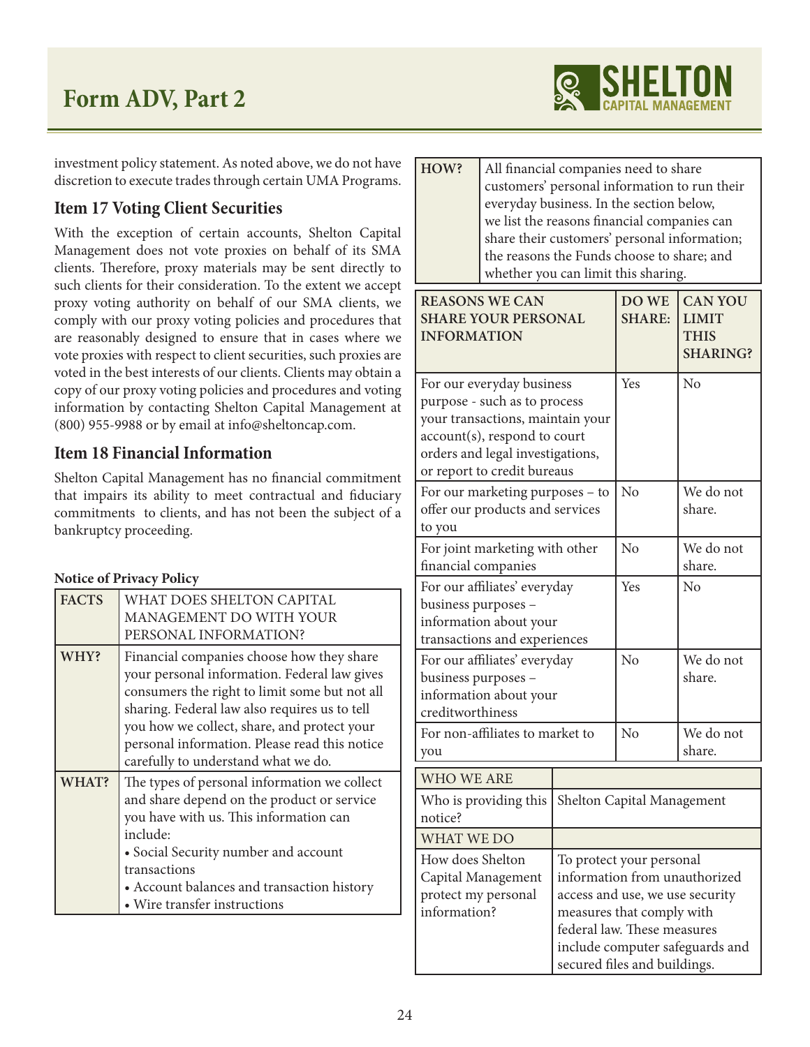investment policy statement. As noted above, we do not have discretion to execute trades through certain UMA Programs.

## Item 17 Voting Client Securities

With the exception of certain accounts, Shelton Capital Management does not vote proxies on behalf of its SMA clients. Therefore, proxy materials may be sent directly to such clients for their consideration. To the extent we accept proxy voting authority on behalf of our SMA clients, we comply with our proxy voting policies and procedures that are reasonably designed to ensure that in cases where we vote proxies with respect to client securities, such proxies are voted in the best interests of our clients. Clients may obtain a copy of our proxy voting policies and procedures and voting information by contacting Shelton Capital Management at (800) 955-9988 or by email at info@sheltoncap.com.

## Item 18 Financial Information

Shelton Capital Management has no financial commitment that impairs its ability to meet contractual and fiduciary commitments to clients, and has not been the subject of a bankruptcy proceeding.

**Notice of Privacy Policy**

| FACTS | WHAT DOES SHELTON CAPITAL MANAGEMENT DO WITH YOUR PERSONAL INFORMATION? |
|---|---|
| **WHY?** | Financial companies choose how they share your personal information. Federal law gives consumers the right to limit some but not all sharing. Federal law also requires us to tell you how we collect, share, and protect your personal information. Please read this notice carefully to understand what we do. |
| **WHAT?** | The types of personal information we collect and share depend on the product or service you have with us. This information can include:<br>• Social Security number and account transactions<br>• Account balances and transaction history<br>• Wire transfer instructions |
| **HOW?** | All financial companies need to share customers' personal information to run their everyday business. In the section below, we list the reasons financial companies can share their customers' personal information; the reasons the Funds choose to share; and whether you can limit this sharing. |

| REASONS WE CAN SHARE YOUR PERSONAL INFORMATION | DO WE SHARE: | CAN YOU LIMIT THIS SHARING? |
|---|---|---|
| For our everyday business purpose - such as to process your transactions, maintain your account(s), respond to court orders and legal investigations, or report to credit bureaus | Yes | No |
| For our marketing purposes – to offer our products and services to you | No | We do not share. |
| For joint marketing with other financial companies | No | We do not share. |
| For our affiliates' everyday business purposes – information about your transactions and experiences | Yes | No |
| For our affiliates' everyday business purposes – information about your creditworthiness | No | We do not share. |
| For non-affiliates to market to you | No | We do not share. |

| WHO WE ARE | |
|---|---|
| Who is providing this notice? | Shelton Capital Management |
| **WHAT WE DO** | |
| How does Shelton Capital Management protect my personal information? | To protect your personal information from unauthorized access and use, we use security measures that comply with federal law. These measures include computer safeguards and secured files and buildings. |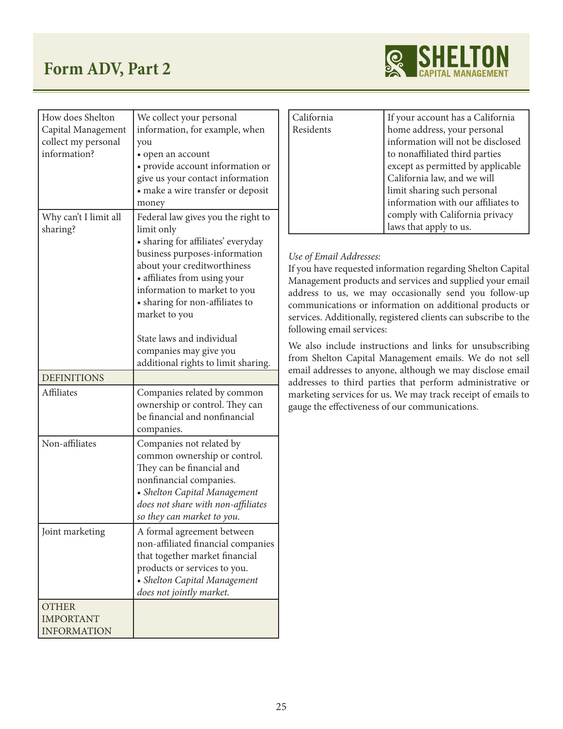| | |
|---|---|
| How does Shelton Capital Management collect my personal information? | We collect your personal information, for example, when you<br>• open an account<br>• provide account information or give us your contact information<br>• make a wire transfer or deposit money |
| Why can't I limit all sharing? | Federal law gives you the right to limit only<br>• sharing for affiliates' everyday business purposes-information about your creditworthiness<br>• affiliates from using your information to market to you<br>• sharing for non-affiliates to market to you<br><br>State laws and individual companies may give you additional rights to limit sharing. |
| DEFINITIONS | |
| Affiliates | Companies related by common ownership or control. They can be financial and nonfinancial companies. |
| Non-affiliates | Companies not related by common ownership or control. They can be financial and nonfinancial companies.<br>• *Shelton Capital Management does not share with non-affiliates so they can market to you.* |
| Joint marketing | A formal agreement between non-affiliated financial companies that together market financial products or services to you.<br>• *Shelton Capital Management does not jointly market.* |
| OTHER IMPORTANT INFORMATION | |
| California Residents | If your account has a California home address, your personal information will not be disclosed to nonaffiliated third parties except as permitted by applicable California law, and we will limit sharing such personal information with our affiliates to comply with California privacy laws that apply to us. |

*Use of Email Addresses:*

If you have requested information regarding Shelton Capital Management products and services and supplied your email address to us, we may occasionally send you follow-up communications or information on additional products or services. Additionally, registered clients can subscribe to the following email services:

We also include instructions and links for unsubscribing from Shelton Capital Management emails. We do not sell email addresses to anyone, although we may disclose email addresses to third parties that perform administrative or marketing services for us. We may track receipt of emails to gauge the effectiveness of our communications.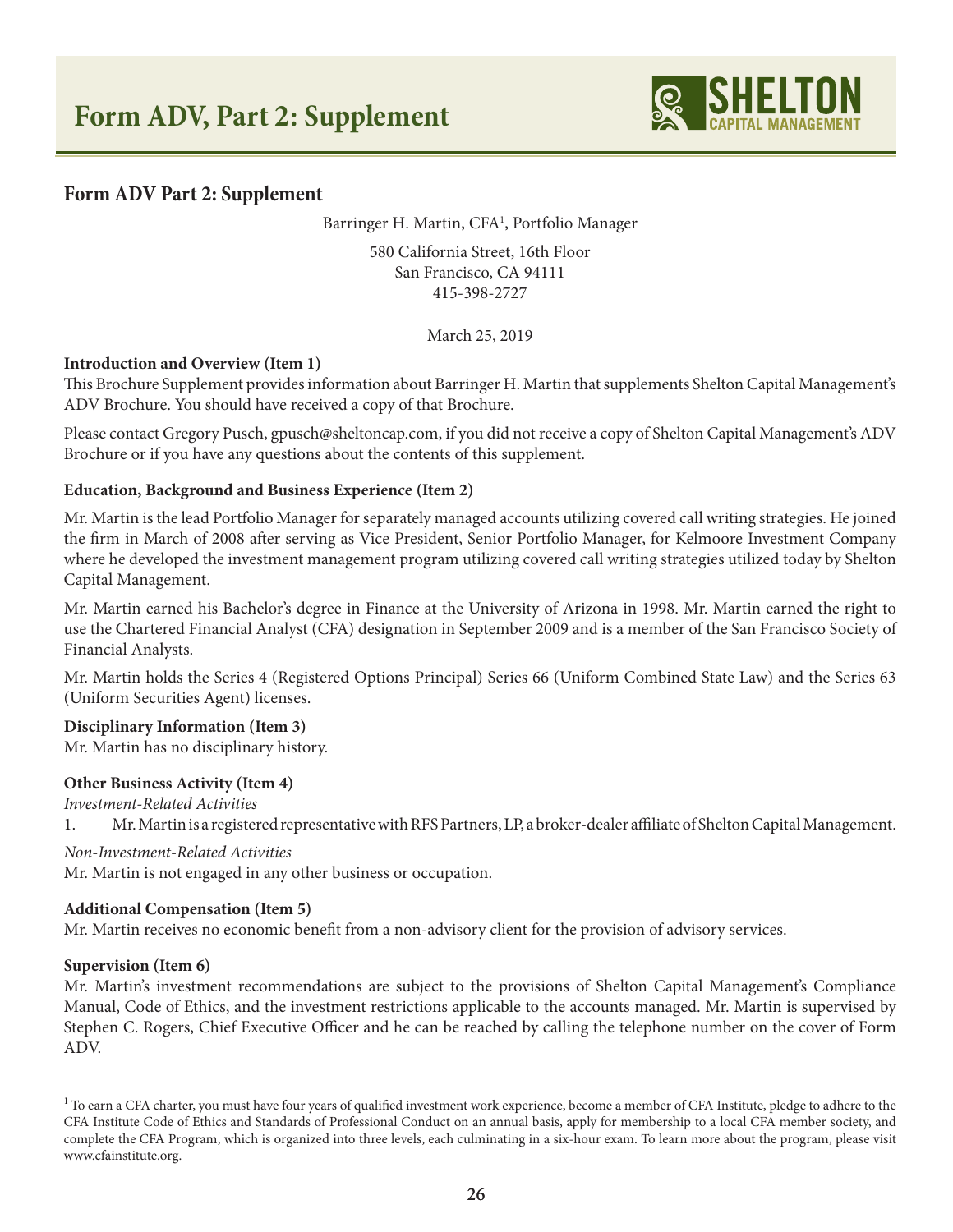# Form ADV, Part 2: Supplement

## Form ADV Part 2: Supplement

Barringer H. Martin, CFA[1], Portfolio Manager

580 California Street, 16th Floor
San Francisco, CA 94111
415-398-2727

March 25, 2019

**Introduction and Overview (Item 1)**

This Brochure Supplement provides information about Barringer H. Martin that supplements Shelton Capital Management's ADV Brochure. You should have received a copy of that Brochure.

Please contact Gregory Pusch, gpusch@sheltoncap.com, if you did not receive a copy of Shelton Capital Management's ADV Brochure or if you have any questions about the contents of this supplement.

**Education, Background and Business Experience (Item 2)**

Mr. Martin is the lead Portfolio Manager for separately managed accounts utilizing covered call writing strategies. He joined the firm in March of 2008 after serving as Vice President, Senior Portfolio Manager, for Kelmoore Investment Company where he developed the investment management program utilizing covered call writing strategies utilized today by Shelton Capital Management.

Mr. Martin earned his Bachelor's degree in Finance at the University of Arizona in 1998. Mr. Martin earned the right to use the Chartered Financial Analyst (CFA) designation in September 2009 and is a member of the San Francisco Society of Financial Analysts.

Mr. Martin holds the Series 4 (Registered Options Principal) Series 66 (Uniform Combined State Law) and the Series 63 (Uniform Securities Agent) licenses.

**Disciplinary Information (Item 3)**

Mr. Martin has no disciplinary history.

**Other Business Activity (Item 4)**

*Investment-Related Activities*

1. Mr. Martin is a registered representative with RFS Partners, LP, a broker-dealer affiliate of Shelton Capital Management.

*Non-Investment-Related Activities*

Mr. Martin is not engaged in any other business or occupation.

**Additional Compensation (Item 5)**

Mr. Martin receives no economic benefit from a non-advisory client for the provision of advisory services.

**Supervision (Item 6)**

Mr. Martin's investment recommendations are subject to the provisions of Shelton Capital Management's Compliance Manual, Code of Ethics, and the investment restrictions applicable to the accounts managed. Mr. Martin is supervised by Stephen C. Rogers, Chief Executive Officer and he can be reached by calling the telephone number on the cover of Form ADV.

[1] To earn a CFA charter, you must have four years of qualified investment work experience, become a member of CFA Institute, pledge to adhere to the CFA Institute Code of Ethics and Standards of Professional Conduct on an annual basis, apply for membership to a local CFA member society, and complete the CFA Program, which is organized into three levels, each culminating in a six-hour exam. To learn more about the program, please visit www.cfainstitute.org.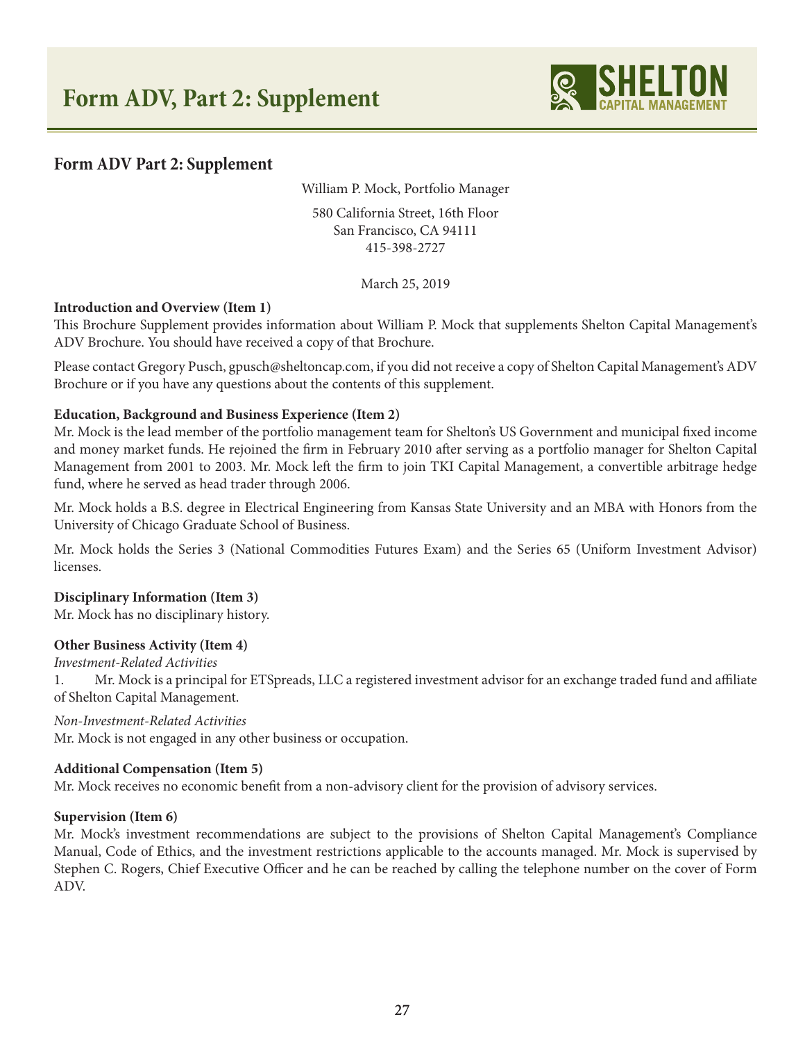# Form ADV, Part 2: Supplement

## Form ADV Part 2: Supplement

William P. Mock, Portfolio Manager

580 California Street, 16th Floor
San Francisco, CA 94111
415-398-2727

March 25, 2019

**Introduction and Overview (Item 1)**

This Brochure Supplement provides information about William P. Mock that supplements Shelton Capital Management's ADV Brochure. You should have received a copy of that Brochure.

Please contact Gregory Pusch, gpusch@sheltoncap.com, if you did not receive a copy of Shelton Capital Management's ADV Brochure or if you have any questions about the contents of this supplement.

**Education, Background and Business Experience (Item 2)**

Mr. Mock is the lead member of the portfolio management team for Shelton's US Government and municipal fixed income and money market funds. He rejoined the firm in February 2010 after serving as a portfolio manager for Shelton Capital Management from 2001 to 2003. Mr. Mock left the firm to join TKI Capital Management, a convertible arbitrage hedge fund, where he served as head trader through 2006.

Mr. Mock holds a B.S. degree in Electrical Engineering from Kansas State University and an MBA with Honors from the University of Chicago Graduate School of Business.

Mr. Mock holds the Series 3 (National Commodities Futures Exam) and the Series 65 (Uniform Investment Advisor) licenses.

**Disciplinary Information (Item 3)**

Mr. Mock has no disciplinary history.

**Other Business Activity (Item 4)**

*Investment-Related Activities*

1. Mr. Mock is a principal for ETSpreads, LLC a registered investment advisor for an exchange traded fund and affiliate of Shelton Capital Management.

*Non-Investment-Related Activities*

Mr. Mock is not engaged in any other business or occupation.

**Additional Compensation (Item 5)**

Mr. Mock receives no economic benefit from a non-advisory client for the provision of advisory services.

**Supervision (Item 6)**

Mr. Mock's investment recommendations are subject to the provisions of Shelton Capital Management's Compliance Manual, Code of Ethics, and the investment restrictions applicable to the accounts managed. Mr. Mock is supervised by Stephen C. Rogers, Chief Executive Officer and he can be reached by calling the telephone number on the cover of Form ADV.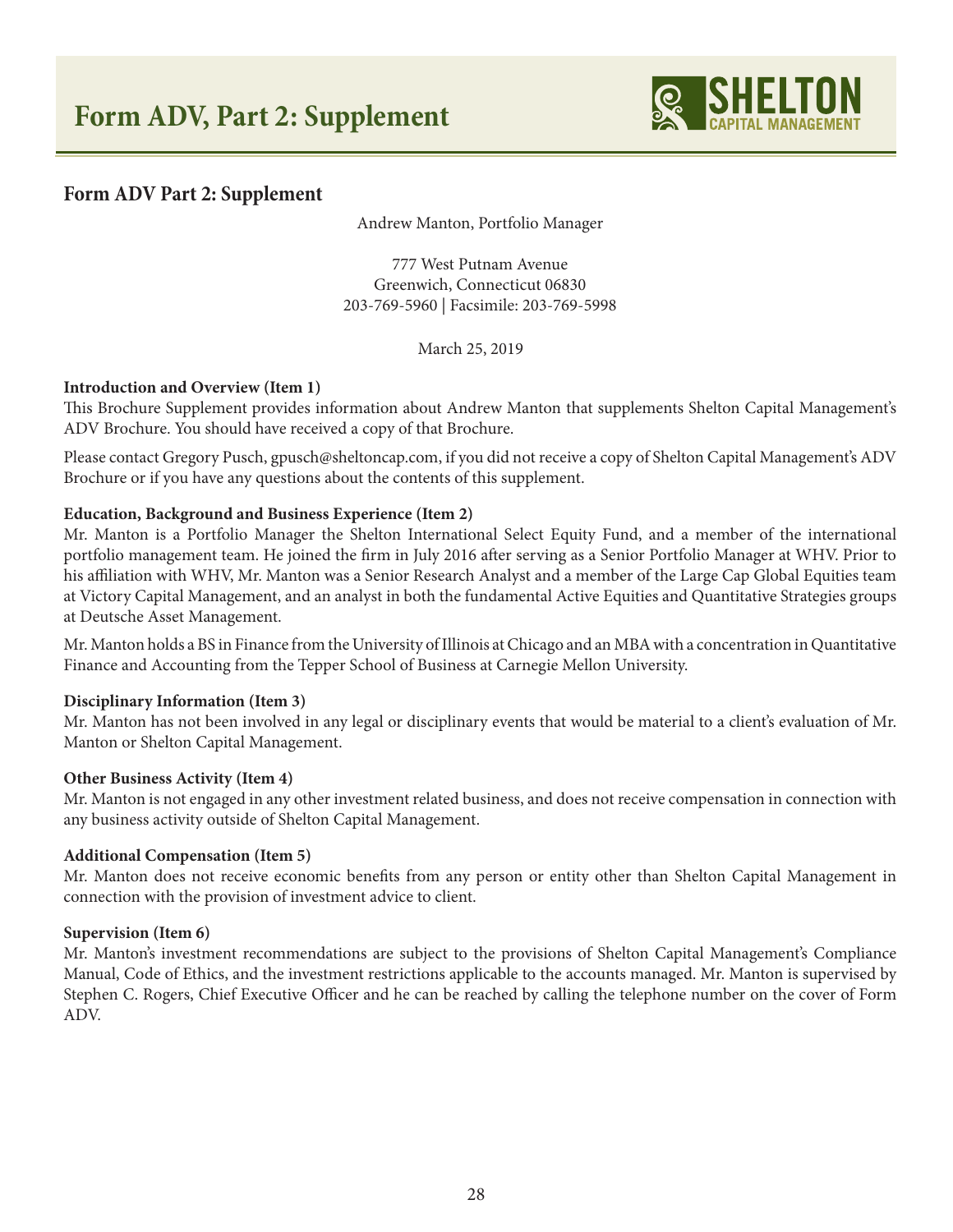# Form ADV, Part 2: Supplement

## Form ADV Part 2: Supplement

Andrew Manton, Portfolio Manager

777 West Putnam Avenue
Greenwich, Connecticut 06830
203-769-5960 | Facsimile: 203-769-5998

March 25, 2019

**Introduction and Overview (Item 1)**

This Brochure Supplement provides information about Andrew Manton that supplements Shelton Capital Management's ADV Brochure. You should have received a copy of that Brochure.

Please contact Gregory Pusch, gpusch@sheltoncap.com, if you did not receive a copy of Shelton Capital Management's ADV Brochure or if you have any questions about the contents of this supplement.

**Education, Background and Business Experience (Item 2)**

Mr. Manton is a Portfolio Manager the Shelton International Select Equity Fund, and a member of the international portfolio management team. He joined the firm in July 2016 after serving as a Senior Portfolio Manager at WHV. Prior to his affiliation with WHV, Mr. Manton was a Senior Research Analyst and a member of the Large Cap Global Equities team at Victory Capital Management, and an analyst in both the fundamental Active Equities and Quantitative Strategies groups at Deutsche Asset Management.

Mr. Manton holds a BS in Finance from the University of Illinois at Chicago and an MBA with a concentration in Quantitative Finance and Accounting from the Tepper School of Business at Carnegie Mellon University.

**Disciplinary Information (Item 3)**

Mr. Manton has not been involved in any legal or disciplinary events that would be material to a client's evaluation of Mr. Manton or Shelton Capital Management.

**Other Business Activity (Item 4)**

Mr. Manton is not engaged in any other investment related business, and does not receive compensation in connection with any business activity outside of Shelton Capital Management.

**Additional Compensation (Item 5)**

Mr. Manton does not receive economic benefits from any person or entity other than Shelton Capital Management in connection with the provision of investment advice to client.

**Supervision (Item 6)**

Mr. Manton's investment recommendations are subject to the provisions of Shelton Capital Management's Compliance Manual, Code of Ethics, and the investment restrictions applicable to the accounts managed. Mr. Manton is supervised by Stephen C. Rogers, Chief Executive Officer and he can be reached by calling the telephone number on the cover of Form ADV.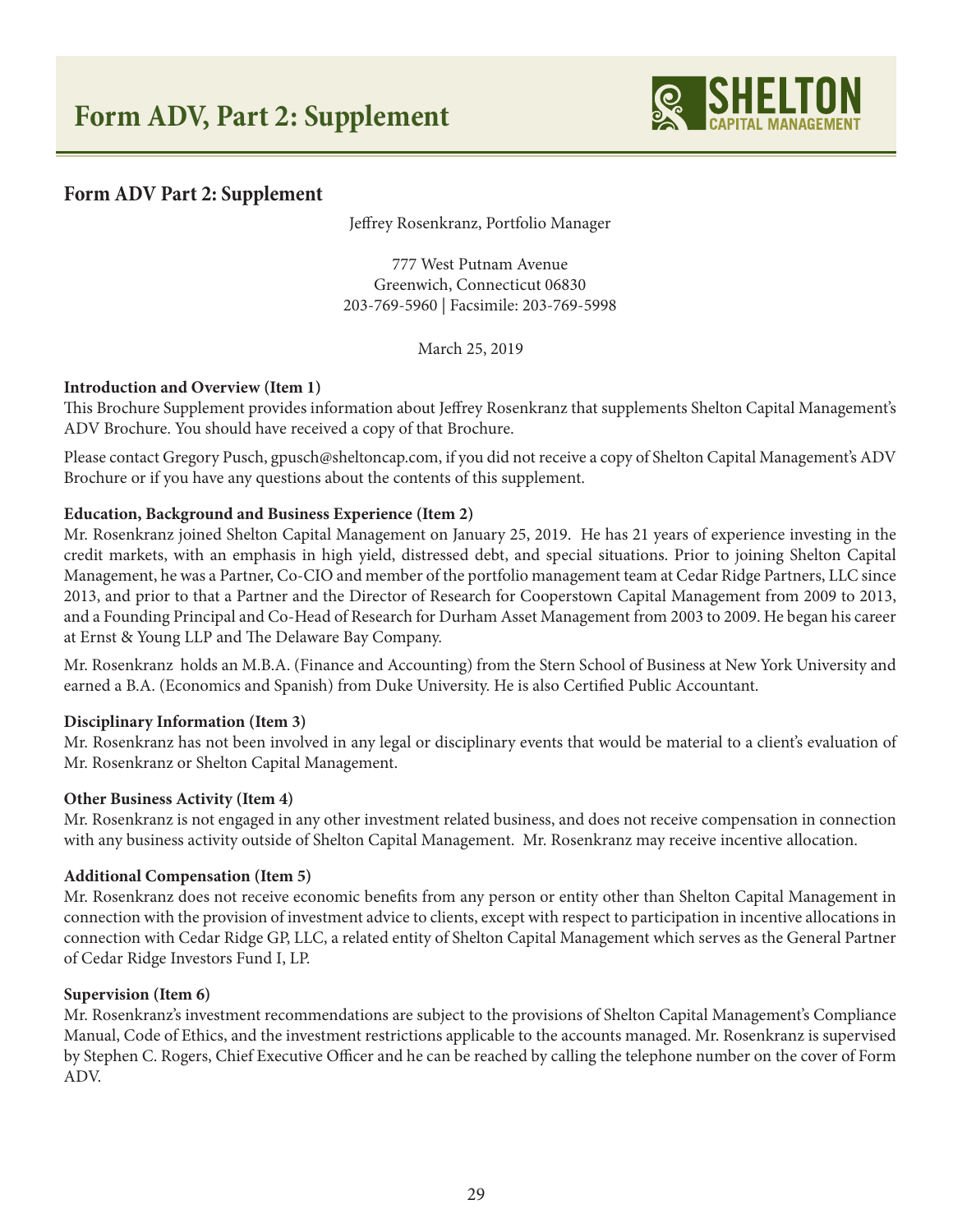# Form ADV, Part 2: Supplement

## Form ADV Part 2: Supplement

Jeffrey Rosenkranz, Portfolio Manager

777 West Putnam Avenue
Greenwich, Connecticut 06830
203-769-5960 | Facsimile: 203-769-5998

March 25, 2019

**Introduction and Overview (Item 1)**

This Brochure Supplement provides information about Jeffrey Rosenkranz that supplements Shelton Capital Management's ADV Brochure. You should have received a copy of that Brochure.

Please contact Gregory Pusch, gpusch@sheltoncap.com, if you did not receive a copy of Shelton Capital Management's ADV Brochure or if you have any questions about the contents of this supplement.

**Education, Background and Business Experience (Item 2)**

Mr. Rosenkranz joined Shelton Capital Management on January 25, 2019. He has 21 years of experience investing in the credit markets, with an emphasis in high yield, distressed debt, and special situations. Prior to joining Shelton Capital Management, he was a Partner, Co-CIO and member of the portfolio management team at Cedar Ridge Partners, LLC since 2013, and prior to that a Partner and the Director of Research for Cooperstown Capital Management from 2009 to 2013, and a Founding Principal and Co-Head of Research for Durham Asset Management from 2003 to 2009. He began his career at Ernst & Young LLP and The Delaware Bay Company.

Mr. Rosenkranz holds an M.B.A. (Finance and Accounting) from the Stern School of Business at New York University and earned a B.A. (Economics and Spanish) from Duke University. He is also Certified Public Accountant.

**Disciplinary Information (Item 3)**

Mr. Rosenkranz has not been involved in any legal or disciplinary events that would be material to a client's evaluation of Mr. Rosenkranz or Shelton Capital Management.

**Other Business Activity (Item 4)**

Mr. Rosenkranz is not engaged in any other investment related business, and does not receive compensation in connection with any business activity outside of Shelton Capital Management. Mr. Rosenkranz may receive incentive allocation.

**Additional Compensation (Item 5)**

Mr. Rosenkranz does not receive economic benefits from any person or entity other than Shelton Capital Management in connection with the provision of investment advice to clients, except with respect to participation in incentive allocations in connection with Cedar Ridge GP, LLC, a related entity of Shelton Capital Management which serves as the General Partner of Cedar Ridge Investors Fund I, LP.

**Supervision (Item 6)**

Mr. Rosenkranz's investment recommendations are subject to the provisions of Shelton Capital Management's Compliance Manual, Code of Ethics, and the investment restrictions applicable to the accounts managed. Mr. Rosenkranz is supervised by Stephen C. Rogers, Chief Executive Officer and he can be reached by calling the telephone number on the cover of Form ADV.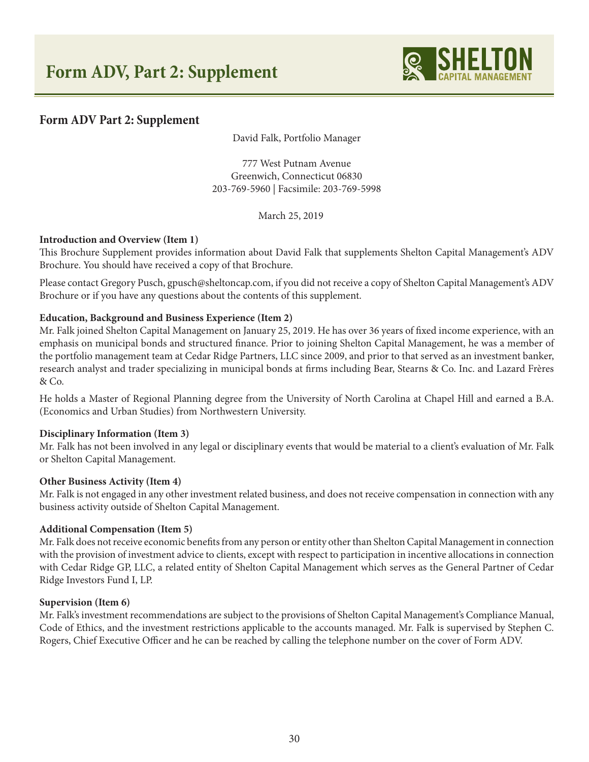# Form ADV, Part 2: Supplement

## Form ADV Part 2: Supplement

David Falk, Portfolio Manager

777 West Putnam Avenue
Greenwich, Connecticut 06830
203-769-5960 | Facsimile: 203-769-5998

March 25, 2019

**Introduction and Overview (Item 1)**

This Brochure Supplement provides information about David Falk that supplements Shelton Capital Management's ADV Brochure. You should have received a copy of that Brochure.

Please contact Gregory Pusch, gpusch@sheltoncap.com, if you did not receive a copy of Shelton Capital Management's ADV Brochure or if you have any questions about the contents of this supplement.

**Education, Background and Business Experience (Item 2)**

Mr. Falk joined Shelton Capital Management on January 25, 2019. He has over 36 years of fixed income experience, with an emphasis on municipal bonds and structured finance. Prior to joining Shelton Capital Management, he was a member of the portfolio management team at Cedar Ridge Partners, LLC since 2009, and prior to that served as an investment banker, research analyst and trader specializing in municipal bonds at firms including Bear, Stearns & Co. Inc. and Lazard Frères & Co.

He holds a Master of Regional Planning degree from the University of North Carolina at Chapel Hill and earned a B.A. (Economics and Urban Studies) from Northwestern University.

**Disciplinary Information (Item 3)**

Mr. Falk has not been involved in any legal or disciplinary events that would be material to a client's evaluation of Mr. Falk or Shelton Capital Management.

**Other Business Activity (Item 4)**

Mr. Falk is not engaged in any other investment related business, and does not receive compensation in connection with any business activity outside of Shelton Capital Management.

**Additional Compensation (Item 5)**

Mr. Falk does not receive economic benefits from any person or entity other than Shelton Capital Management in connection with the provision of investment advice to clients, except with respect to participation in incentive allocations in connection with Cedar Ridge GP, LLC, a related entity of Shelton Capital Management which serves as the General Partner of Cedar Ridge Investors Fund I, LP.

**Supervision (Item 6)**

Mr. Falk's investment recommendations are subject to the provisions of Shelton Capital Management's Compliance Manual, Code of Ethics, and the investment restrictions applicable to the accounts managed. Mr. Falk is supervised by Stephen C. Rogers, Chief Executive Officer and he can be reached by calling the telephone number on the cover of Form ADV.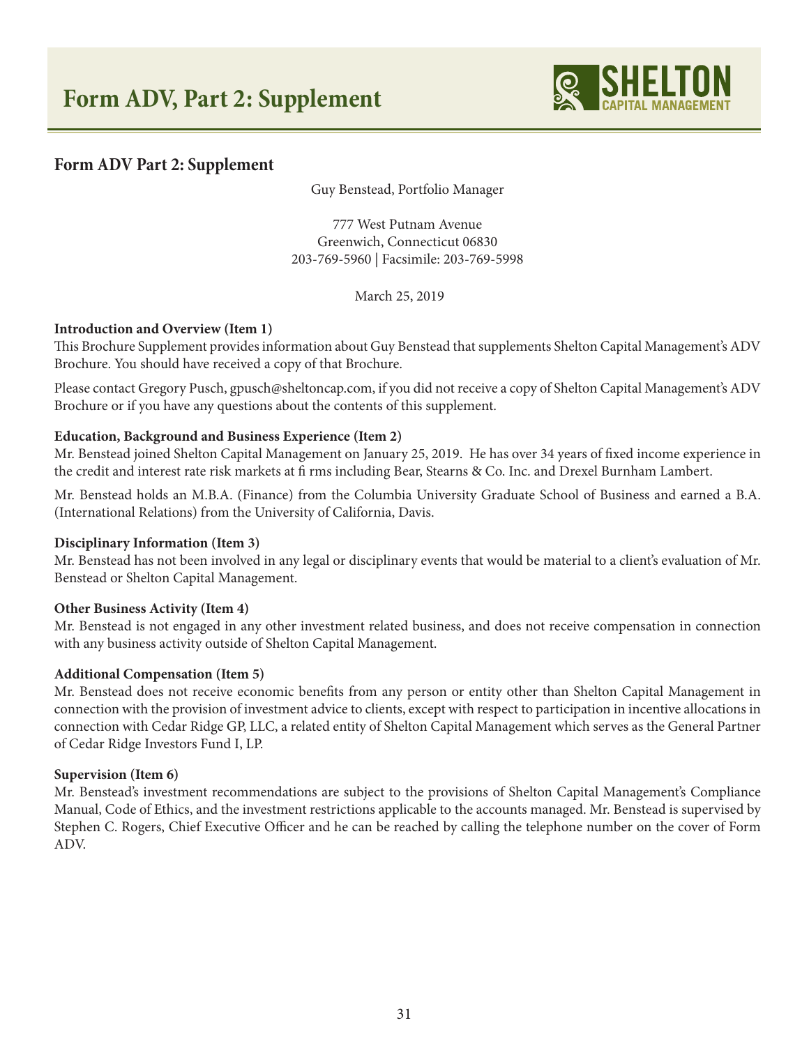# Form ADV, Part 2: Supplement

## Form ADV Part 2: Supplement

Guy Benstead, Portfolio Manager

777 West Putnam Avenue
Greenwich, Connecticut 06830
203-769-5960 | Facsimile: 203-769-5998

March 25, 2019

**Introduction and Overview (Item 1)**

This Brochure Supplement provides information about Guy Benstead that supplements Shelton Capital Management's ADV Brochure. You should have received a copy of that Brochure.

Please contact Gregory Pusch, gpusch@sheltoncap.com, if you did not receive a copy of Shelton Capital Management's ADV Brochure or if you have any questions about the contents of this supplement.

**Education, Background and Business Experience (Item 2)**

Mr. Benstead joined Shelton Capital Management on January 25, 2019. He has over 34 years of fixed income experience in the credit and interest rate risk markets at fi rms including Bear, Stearns & Co. Inc. and Drexel Burnham Lambert.

Mr. Benstead holds an M.B.A. (Finance) from the Columbia University Graduate School of Business and earned a B.A. (International Relations) from the University of California, Davis.

**Disciplinary Information (Item 3)**

Mr. Benstead has not been involved in any legal or disciplinary events that would be material to a client's evaluation of Mr. Benstead or Shelton Capital Management.

**Other Business Activity (Item 4)**

Mr. Benstead is not engaged in any other investment related business, and does not receive compensation in connection with any business activity outside of Shelton Capital Management.

**Additional Compensation (Item 5)**

Mr. Benstead does not receive economic benefits from any person or entity other than Shelton Capital Management in connection with the provision of investment advice to clients, except with respect to participation in incentive allocations in connection with Cedar Ridge GP, LLC, a related entity of Shelton Capital Management which serves as the General Partner of Cedar Ridge Investors Fund I, LP.

**Supervision (Item 6)**

Mr. Benstead's investment recommendations are subject to the provisions of Shelton Capital Management's Compliance Manual, Code of Ethics, and the investment restrictions applicable to the accounts managed. Mr. Benstead is supervised by Stephen C. Rogers, Chief Executive Officer and he can be reached by calling the telephone number on the cover of Form ADV.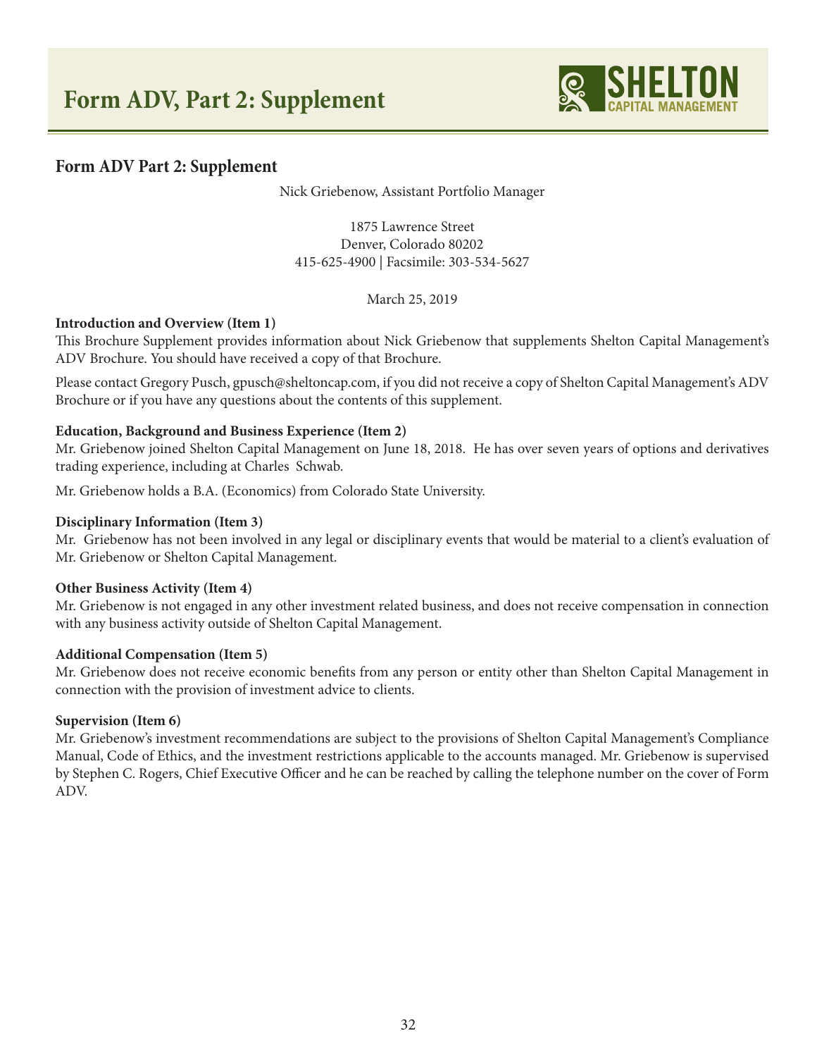# Form ADV, Part 2: Supplement

## Form ADV Part 2: Supplement

Nick Griebenow, Assistant Portfolio Manager

1875 Lawrence Street
Denver, Colorado 80202
415-625-4900 | Facsimile: 303-534-5627

March 25, 2019

**Introduction and Overview (Item 1)**

This Brochure Supplement provides information about Nick Griebenow that supplements Shelton Capital Management's ADV Brochure. You should have received a copy of that Brochure.

Please contact Gregory Pusch, gpusch@sheltoncap.com, if you did not receive a copy of Shelton Capital Management's ADV Brochure or if you have any questions about the contents of this supplement.

**Education, Background and Business Experience (Item 2)**

Mr. Griebenow joined Shelton Capital Management on June 18, 2018. He has over seven years of options and derivatives trading experience, including at Charles Schwab.

Mr. Griebenow holds a B.A. (Economics) from Colorado State University.

**Disciplinary Information (Item 3)**

Mr. Griebenow has not been involved in any legal or disciplinary events that would be material to a client's evaluation of Mr. Griebenow or Shelton Capital Management.

**Other Business Activity (Item 4)**

Mr. Griebenow is not engaged in any other investment related business, and does not receive compensation in connection with any business activity outside of Shelton Capital Management.

**Additional Compensation (Item 5)**

Mr. Griebenow does not receive economic benefits from any person or entity other than Shelton Capital Management in connection with the provision of investment advice to clients.

**Supervision (Item 6)**

Mr. Griebenow's investment recommendations are subject to the provisions of Shelton Capital Management's Compliance Manual, Code of Ethics, and the investment restrictions applicable to the accounts managed. Mr. Griebenow is supervised by Stephen C. Rogers, Chief Executive Officer and he can be reached by calling the telephone number on the cover of Form ADV.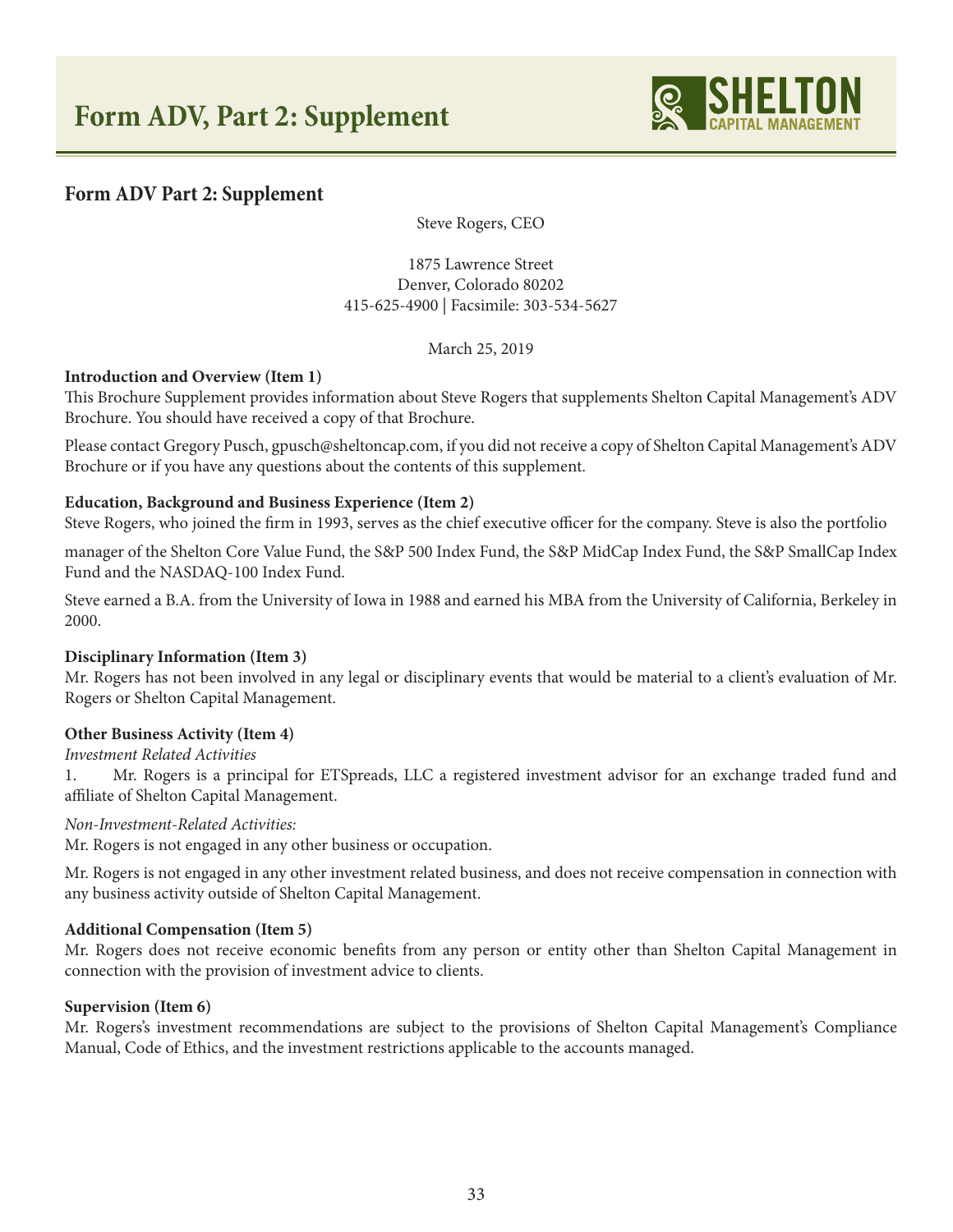# Form ADV, Part 2: Supplement

SHELTON CAPITAL MANAGEMENT

## Form ADV Part 2: Supplement

Steve Rogers, CEO

1875 Lawrence Street
Denver, Colorado 80202
415-625-4900 | Facsimile: 303-534-5627

March 25, 2019

**Introduction and Overview (Item 1)**

This Brochure Supplement provides information about Steve Rogers that supplements Shelton Capital Management's ADV Brochure. You should have received a copy of that Brochure.

Please contact Gregory Pusch, gpusch@sheltoncap.com, if you did not receive a copy of Shelton Capital Management's ADV Brochure or if you have any questions about the contents of this supplement.

**Education, Background and Business Experience (Item 2)**

Steve Rogers, who joined the firm in 1993, serves as the chief executive officer for the company. Steve is also the portfolio

manager of the Shelton Core Value Fund, the S&P 500 Index Fund, the S&P MidCap Index Fund, the S&P SmallCap Index Fund and the NASDAQ-100 Index Fund.

Steve earned a B.A. from the University of Iowa in 1988 and earned his MBA from the University of California, Berkeley in 2000.

**Disciplinary Information (Item 3)**

Mr. Rogers has not been involved in any legal or disciplinary events that would be material to a client's evaluation of Mr. Rogers or Shelton Capital Management.

**Other Business Activity (Item 4)**

*Investment Related Activities*

1. Mr. Rogers is a principal for ETSpreads, LLC a registered investment advisor for an exchange traded fund and affiliate of Shelton Capital Management.

*Non-Investment-Related Activities:*

Mr. Rogers is not engaged in any other business or occupation.

Mr. Rogers is not engaged in any other investment related business, and does not receive compensation in connection with any business activity outside of Shelton Capital Management.

**Additional Compensation (Item 5)**

Mr. Rogers does not receive economic benefits from any person or entity other than Shelton Capital Management in connection with the provision of investment advice to clients.

**Supervision (Item 6)**

Mr. Rogers's investment recommendations are subject to the provisions of Shelton Capital Management's Compliance Manual, Code of Ethics, and the investment restrictions applicable to the accounts managed.